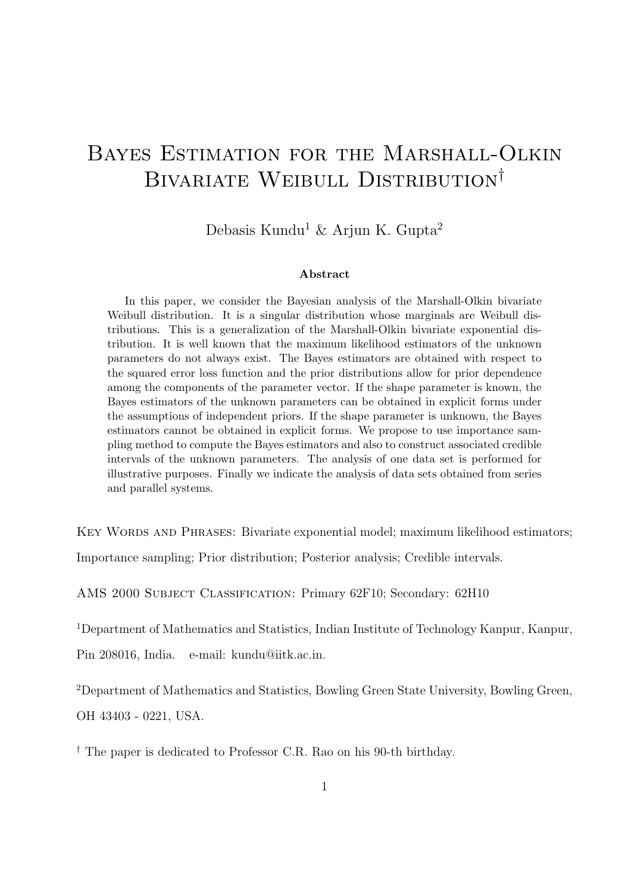# Bayes Estimation for the Marshall-Olkin Bivariate Weibull Distribution[†]

Debasis Kundu[1] & Arjun K. Gupta[2]

**Abstract**

In this paper, we consider the Bayesian analysis of the Marshall-Olkin bivariate Weibull distribution. It is a singular distribution whose marginals are Weibull distributions. This is a generalization of the Marshall-Olkin bivariate exponential distribution. It is well known that the maximum likelihood estimators of the unknown parameters do not always exist. The Bayes estimators are obtained with respect to the squared error loss function and the prior distributions allow for prior dependence among the components of the parameter vector. If the shape parameter is known, the Bayes estimators of the unknown parameters can be obtained in explicit forms under the assumptions of independent priors. If the shape parameter is unknown, the Bayes estimators cannot be obtained in explicit forms. We propose to use importance sampling method to compute the Bayes estimators and also to construct associated credible intervals of the unknown parameters. The analysis of one data set is performed for illustrative purposes. Finally we indicate the analysis of data sets obtained from series and parallel systems.

Key Words and Phrases: Bivariate exponential model; maximum likelihood estimators; Importance sampling; Prior distribution; Posterior analysis; Credible intervals.

AMS 2000 Subject Classification: Primary 62F10; Secondary: 62H10

[1]Department of Mathematics and Statistics, Indian Institute of Technology Kanpur, Kanpur, Pin 208016, India. e-mail: kundu@iitk.ac.in.

[2]Department of Mathematics and Statistics, Bowling Green State University, Bowling Green, OH 43403 - 0221, USA.

[†] The paper is dedicated to Professor C.R. Rao on his 90-th birthday.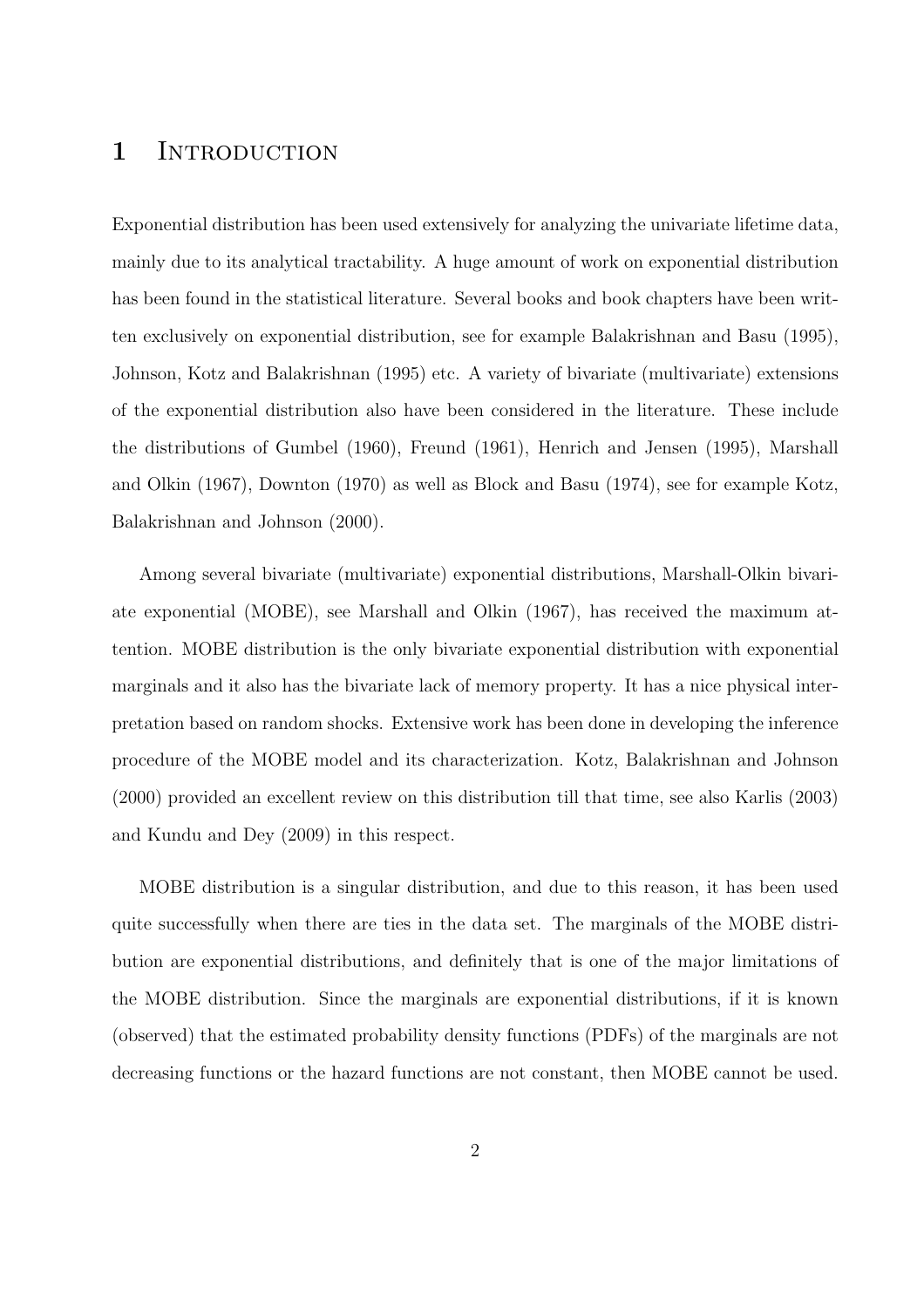# 1 Introduction

Exponential distribution has been used extensively for analyzing the univariate lifetime data, mainly due to its analytical tractability. A huge amount of work on exponential distribution has been found in the statistical literature. Several books and book chapters have been written exclusively on exponential distribution, see for example Balakrishnan and Basu (1995), Johnson, Kotz and Balakrishnan (1995) etc. A variety of bivariate (multivariate) extensions of the exponential distribution also have been considered in the literature. These include the distributions of Gumbel (1960), Freund (1961), Henrich and Jensen (1995), Marshall and Olkin (1967), Downton (1970) as well as Block and Basu (1974), see for example Kotz, Balakrishnan and Johnson (2000).

Among several bivariate (multivariate) exponential distributions, Marshall-Olkin bivariate exponential (MOBE), see Marshall and Olkin (1967), has received the maximum attention. MOBE distribution is the only bivariate exponential distribution with exponential marginals and it also has the bivariate lack of memory property. It has a nice physical interpretation based on random shocks. Extensive work has been done in developing the inference procedure of the MOBE model and its characterization. Kotz, Balakrishnan and Johnson (2000) provided an excellent review on this distribution till that time, see also Karlis (2003) and Kundu and Dey (2009) in this respect.

MOBE distribution is a singular distribution, and due to this reason, it has been used quite successfully when there are ties in the data set. The marginals of the MOBE distribution are exponential distributions, and definitely that is one of the major limitations of the MOBE distribution. Since the marginals are exponential distributions, if it is known (observed) that the estimated probability density functions (PDFs) of the marginals are not decreasing functions or the hazard functions are not constant, then MOBE cannot be used.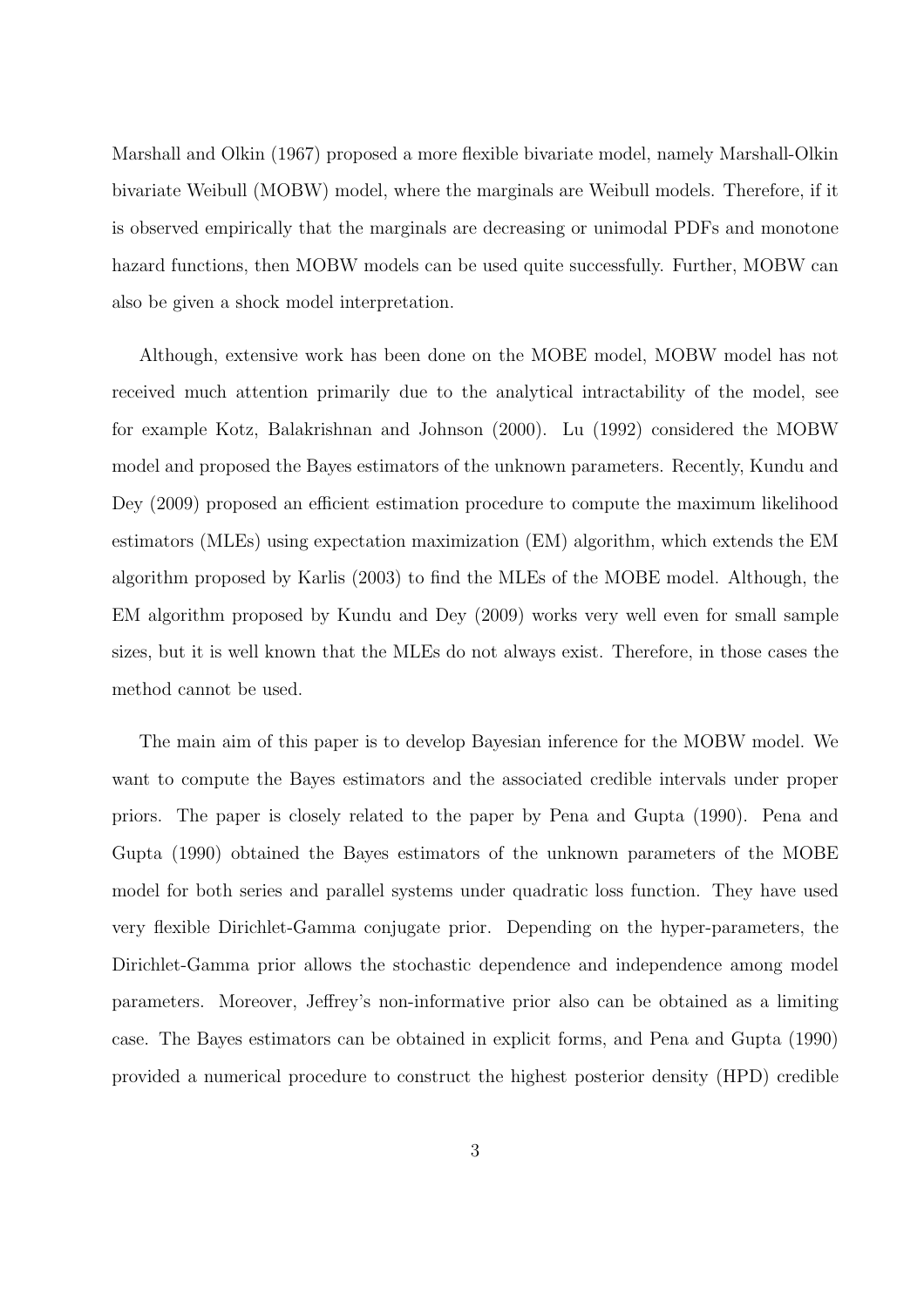Marshall and Olkin (1967) proposed a more flexible bivariate model, namely Marshall-Olkin bivariate Weibull (MOBW) model, where the marginals are Weibull models. Therefore, if it is observed empirically that the marginals are decreasing or unimodal PDFs and monotone hazard functions, then MOBW models can be used quite successfully. Further, MOBW can also be given a shock model interpretation.

Although, extensive work has been done on the MOBE model, MOBW model has not received much attention primarily due to the analytical intractability of the model, see for example Kotz, Balakrishnan and Johnson (2000). Lu (1992) considered the MOBW model and proposed the Bayes estimators of the unknown parameters. Recently, Kundu and Dey (2009) proposed an efficient estimation procedure to compute the maximum likelihood estimators (MLEs) using expectation maximization (EM) algorithm, which extends the EM algorithm proposed by Karlis (2003) to find the MLEs of the MOBE model. Although, the EM algorithm proposed by Kundu and Dey (2009) works very well even for small sample sizes, but it is well known that the MLEs do not always exist. Therefore, in those cases the method cannot be used.

The main aim of this paper is to develop Bayesian inference for the MOBW model. We want to compute the Bayes estimators and the associated credible intervals under proper priors. The paper is closely related to the paper by Pena and Gupta (1990). Pena and Gupta (1990) obtained the Bayes estimators of the unknown parameters of the MOBE model for both series and parallel systems under quadratic loss function. They have used very flexible Dirichlet-Gamma conjugate prior. Depending on the hyper-parameters, the Dirichlet-Gamma prior allows the stochastic dependence and independence among model parameters. Moreover, Jeffrey's non-informative prior also can be obtained as a limiting case. The Bayes estimators can be obtained in explicit forms, and Pena and Gupta (1990) provided a numerical procedure to construct the highest posterior density (HPD) credible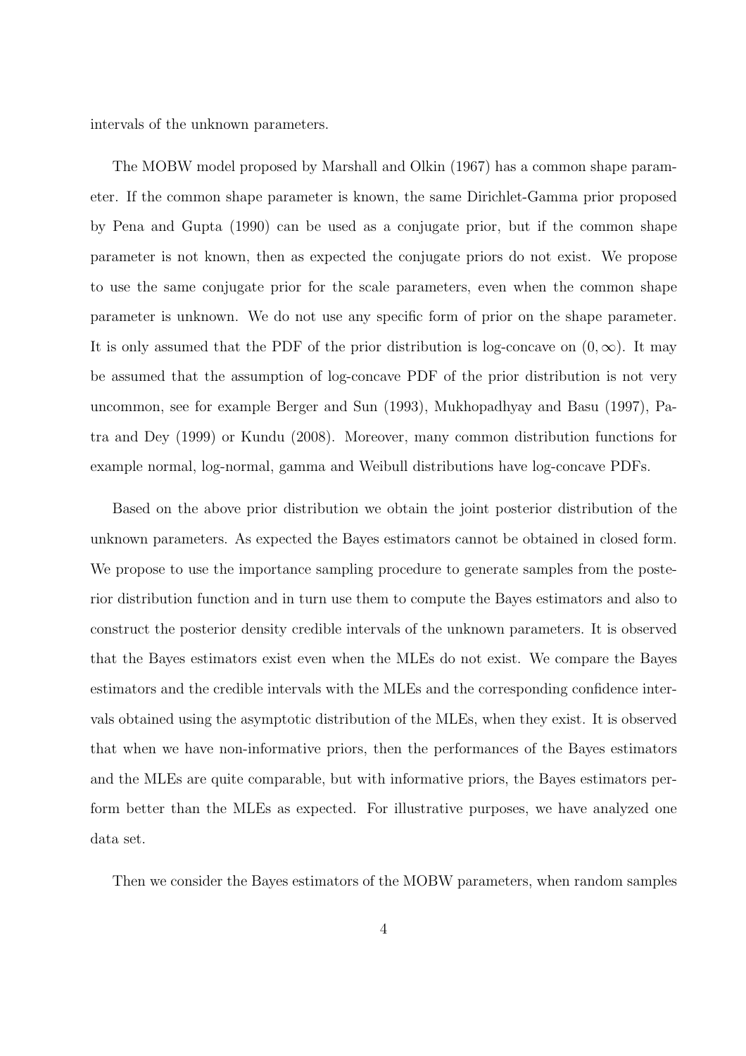intervals of the unknown parameters.

The MOBW model proposed by Marshall and Olkin (1967) has a common shape parameter. If the common shape parameter is known, the same Dirichlet-Gamma prior proposed by Pena and Gupta (1990) can be used as a conjugate prior, but if the common shape parameter is not known, then as expected the conjugate priors do not exist. We propose to use the same conjugate prior for the scale parameters, even when the common shape parameter is unknown. We do not use any specific form of prior on the shape parameter. It is only assumed that the PDF of the prior distribution is log-concave on $(0, \infty)$. It may be assumed that the assumption of log-concave PDF of the prior distribution is not very uncommon, see for example Berger and Sun (1993), Mukhopadhyay and Basu (1997), Patra and Dey (1999) or Kundu (2008). Moreover, many common distribution functions for example normal, log-normal, gamma and Weibull distributions have log-concave PDFs.

Based on the above prior distribution we obtain the joint posterior distribution of the unknown parameters. As expected the Bayes estimators cannot be obtained in closed form. We propose to use the importance sampling procedure to generate samples from the posterior distribution function and in turn use them to compute the Bayes estimators and also to construct the posterior density credible intervals of the unknown parameters. It is observed that the Bayes estimators exist even when the MLEs do not exist. We compare the Bayes estimators and the credible intervals with the MLEs and the corresponding confidence intervals obtained using the asymptotic distribution of the MLEs, when they exist. It is observed that when we have non-informative priors, then the performances of the Bayes estimators and the MLEs are quite comparable, but with informative priors, the Bayes estimators perform better than the MLEs as expected. For illustrative purposes, we have analyzed one data set.

Then we consider the Bayes estimators of the MOBW parameters, when random samples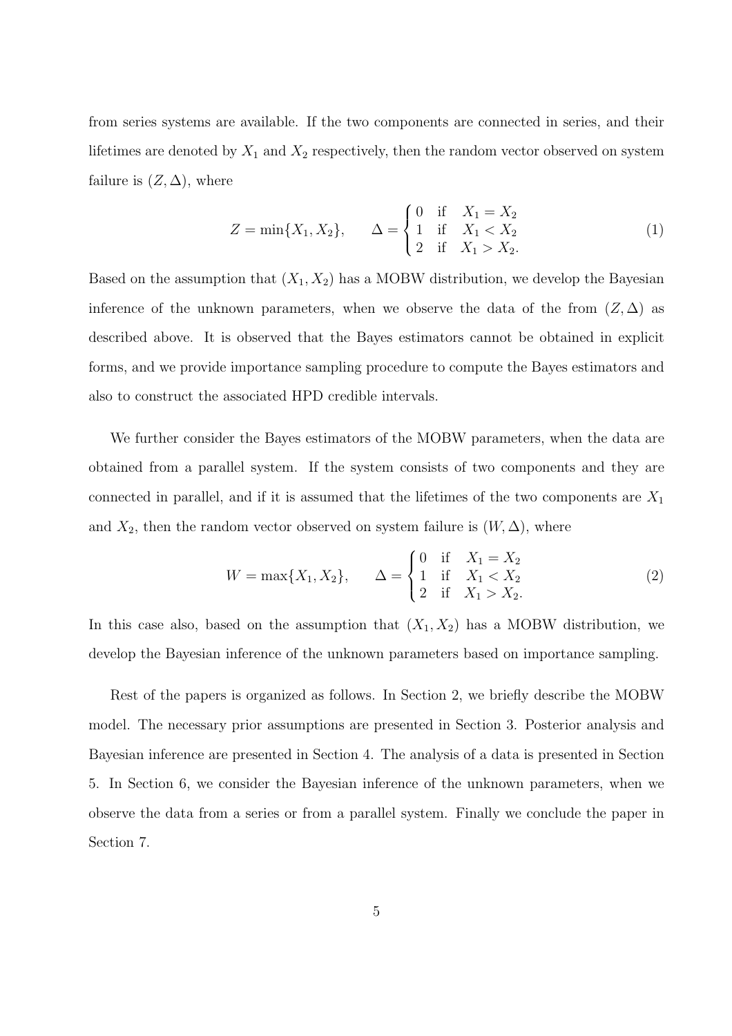from series systems are available. If the two components are connected in series, and their lifetimes are denoted by $X_1$ and $X_2$ respectively, then the random vector observed on system failure is $(Z, \Delta)$, where

$$Z = \min\{X_1, X_2\}, \qquad \Delta = \begin{cases} 0 & \text{if} \quad X_1 = X_2 \\ 1 & \text{if} \quad X_1 < X_2 \\ 2 & \text{if} \quad X_1 > X_2. \end{cases} \tag{1}$$

Based on the assumption that $(X_1, X_2)$ has a MOBW distribution, we develop the Bayesian inference of the unknown parameters, when we observe the data of the from $(Z, \Delta)$ as described above. It is observed that the Bayes estimators cannot be obtained in explicit forms, and we provide importance sampling procedure to compute the Bayes estimators and also to construct the associated HPD credible intervals.

We further consider the Bayes estimators of the MOBW parameters, when the data are obtained from a parallel system. If the system consists of two components and they are connected in parallel, and if it is assumed that the lifetimes of the two components are $X_1$ and $X_2$, then the random vector observed on system failure is $(W, \Delta)$, where

$$W = \max\{X_1, X_2\}, \qquad \Delta = \begin{cases} 0 & \text{if} \quad X_1 = X_2 \\ 1 & \text{if} \quad X_1 < X_2 \\ 2 & \text{if} \quad X_1 > X_2. \end{cases} \tag{2}$$

In this case also, based on the assumption that $(X_1, X_2)$ has a MOBW distribution, we develop the Bayesian inference of the unknown parameters based on importance sampling.

Rest of the papers is organized as follows. In Section 2, we briefly describe the MOBW model. The necessary prior assumptions are presented in Section 3. Posterior analysis and Bayesian inference are presented in Section 4. The analysis of a data is presented in Section 5. In Section 6, we consider the Bayesian inference of the unknown parameters, when we observe the data from a series or from a parallel system. Finally we conclude the paper in Section 7.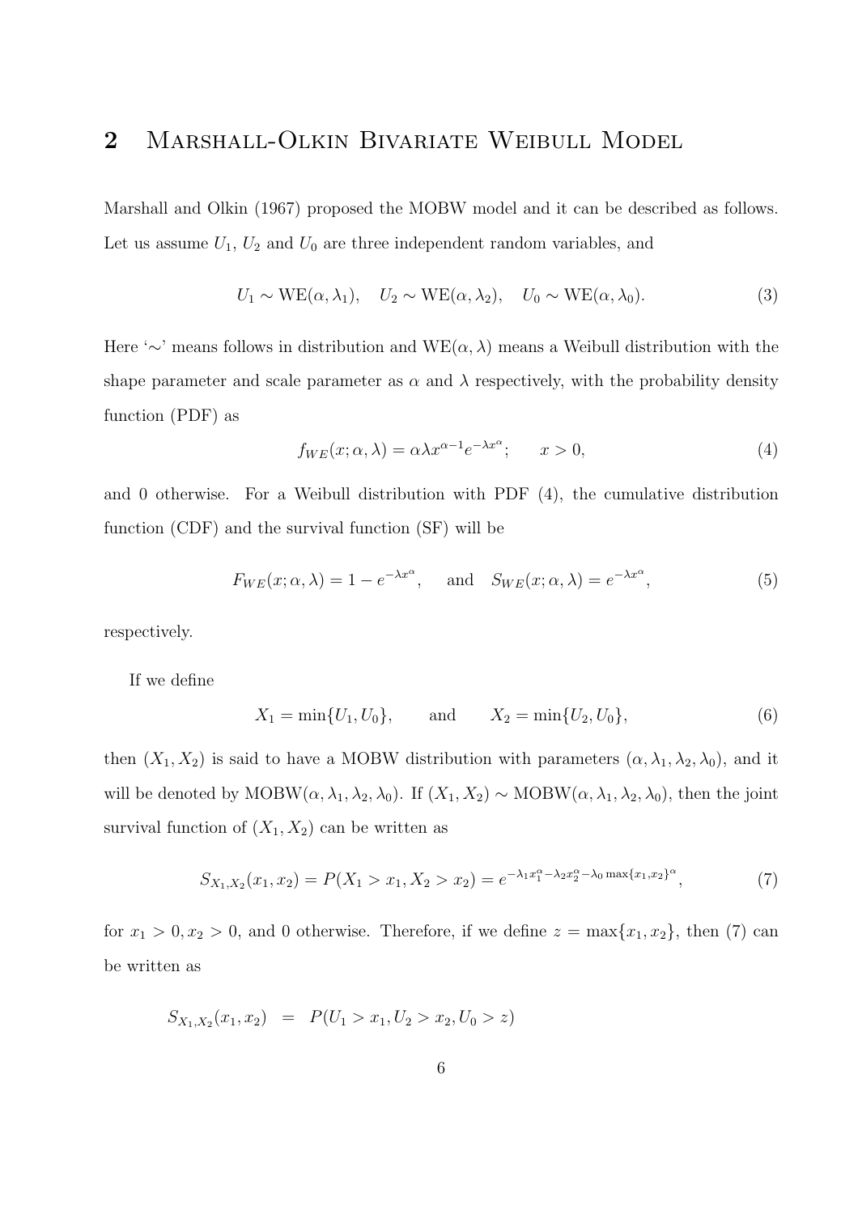## 2 Marshall-Olkin Bivariate Weibull Model

Marshall and Olkin (1967) proposed the MOBW model and it can be described as follows. Let us assume $U_1$, $U_2$ and $U_0$ are three independent random variables, and

$$U_1 \sim \text{WE}(\alpha, \lambda_1), \quad U_2 \sim \text{WE}(\alpha, \lambda_2), \quad U_0 \sim \text{WE}(\alpha, \lambda_0). \tag{3}$$

Here '$\sim$' means follows in distribution and $\text{WE}(\alpha, \lambda)$ means a Weibull distribution with the shape parameter and scale parameter as $\alpha$ and $\lambda$ respectively, with the probability density function (PDF) as

$$f_{WE}(x; \alpha, \lambda) = \alpha \lambda x^{\alpha-1} e^{-\lambda x^{\alpha}}; \qquad x > 0, \tag{4}$$

and 0 otherwise. For a Weibull distribution with PDF (4), the cumulative distribution function (CDF) and the survival function (SF) will be

$$F_{WE}(x; \alpha, \lambda) = 1 - e^{-\lambda x^{\alpha}}, \quad \text{and} \quad S_{WE}(x; \alpha, \lambda) = e^{-\lambda x^{\alpha}}, \tag{5}$$

respectively.

If we define

$$X_1 = \min\{U_1, U_0\}, \qquad \text{and} \qquad X_2 = \min\{U_2, U_0\}, \tag{6}$$

then $(X_1, X_2)$ is said to have a MOBW distribution with parameters $(\alpha, \lambda_1, \lambda_2, \lambda_0)$, and it will be denoted by $\text{MOBW}(\alpha, \lambda_1, \lambda_2, \lambda_0)$. If $(X_1, X_2) \sim \text{MOBW}(\alpha, \lambda_1, \lambda_2, \lambda_0)$, then the joint survival function of $(X_1, X_2)$ can be written as

$$S_{X_1,X_2}(x_1, x_2) = P(X_1 > x_1, X_2 > x_2) = e^{-\lambda_1 x_1^{\alpha} - \lambda_2 x_2^{\alpha} - \lambda_0 \max\{x_1, x_2\}^{\alpha}}, \tag{7}$$

for $x_1 > 0, x_2 > 0$, and 0 otherwise. Therefore, if we define $z = \max\{x_1, x_2\}$, then (7) can be written as

$$S_{X_1,X_2}(x_1, x_2) \;\; = \;\; P(U_1 > x_1, U_2 > x_2, U_0 > z)$$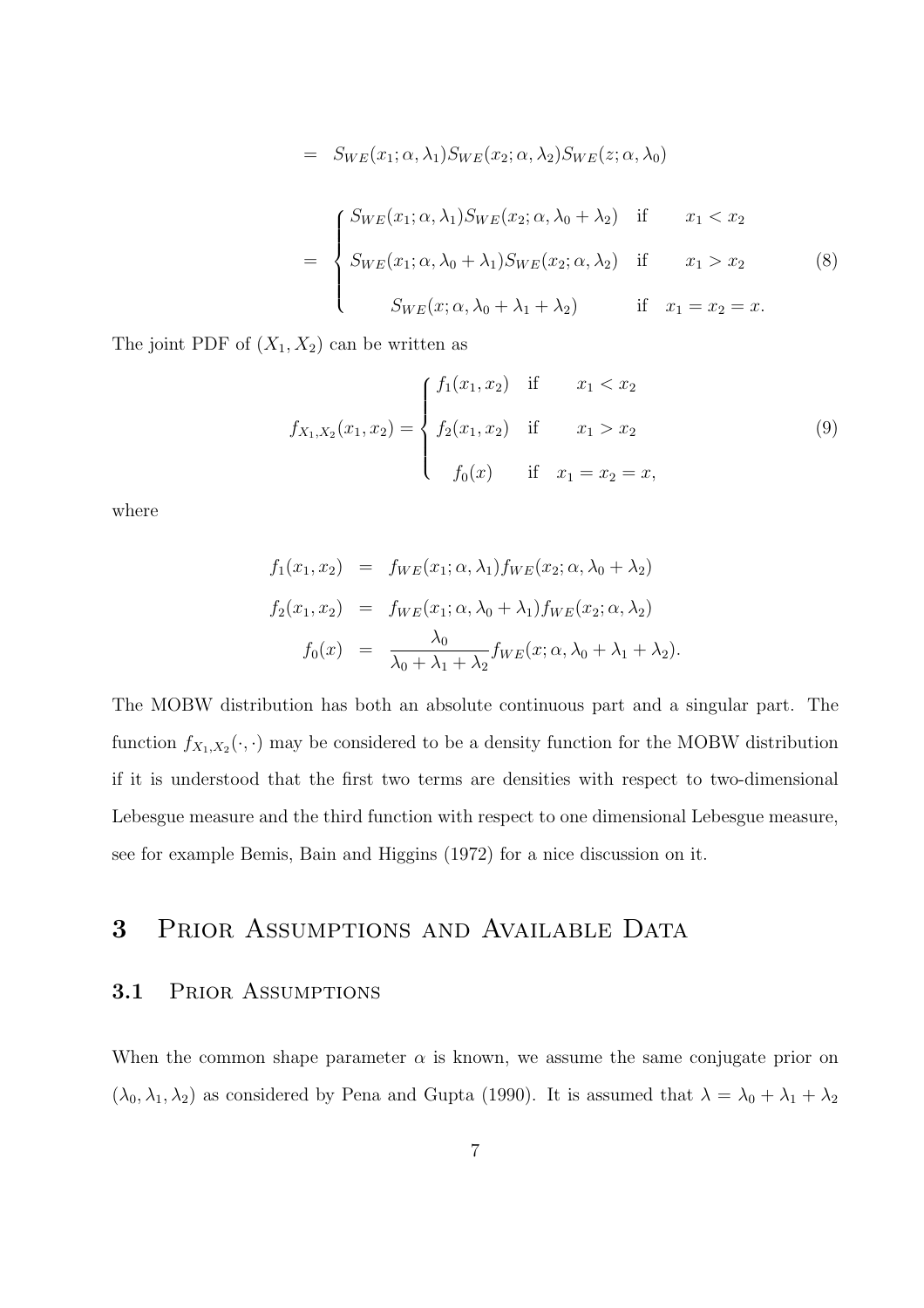$$= S_{WE}(x_1; \alpha, \lambda_1) S_{WE}(x_2; \alpha, \lambda_2) S_{WE}(z; \alpha, \lambda_0)$$

$$= \begin{cases} S_{WE}(x_1; \alpha, \lambda_1) S_{WE}(x_2; \alpha, \lambda_0 + \lambda_2) & \text{if} \quad x_1 < x_2 \\ S_{WE}(x_1; \alpha, \lambda_0 + \lambda_1) S_{WE}(x_2; \alpha, \lambda_2) & \text{if} \quad x_1 > x_2 \\ S_{WE}(x; \alpha, \lambda_0 + \lambda_1 + \lambda_2) & \text{if} \quad x_1 = x_2 = x. \end{cases} \tag{8}$$

The joint PDF of $(X_1, X_2)$ can be written as

$$f_{X_1,X_2}(x_1, x_2) = \begin{cases} f_1(x_1, x_2) & \text{if} \quad x_1 < x_2 \\ f_2(x_1, x_2) & \text{if} \quad x_1 > x_2 \\ f_0(x) & \text{if} \quad x_1 = x_2 = x, \end{cases} \tag{9}$$

where

$$\begin{aligned} f_1(x_1, x_2) &= f_{WE}(x_1; \alpha, \lambda_1) f_{WE}(x_2; \alpha, \lambda_0 + \lambda_2) \\ f_2(x_1, x_2) &= f_{WE}(x_1; \alpha, \lambda_0 + \lambda_1) f_{WE}(x_2; \alpha, \lambda_2) \\ f_0(x) &= \frac{\lambda_0}{\lambda_0 + \lambda_1 + \lambda_2} f_{WE}(x; \alpha, \lambda_0 + \lambda_1 + \lambda_2). \end{aligned}$$

The MOBW distribution has both an absolute continuous part and a singular part. The function $f_{X_1,X_2}(\cdot, \cdot)$ may be considered to be a density function for the MOBW distribution if it is understood that the first two terms are densities with respect to two-dimensional Lebesgue measure and the third function with respect to one dimensional Lebesgue measure, see for example Bemis, Bain and Higgins (1972) for a nice discussion on it.

# 3 Prior Assumptions and Available Data

## 3.1 Prior Assumptions

When the common shape parameter $\alpha$ is known, we assume the same conjugate prior on $(\lambda_0, \lambda_1, \lambda_2)$ as considered by Pena and Gupta (1990). It is assumed that $\lambda = \lambda_0 + \lambda_1 + \lambda_2$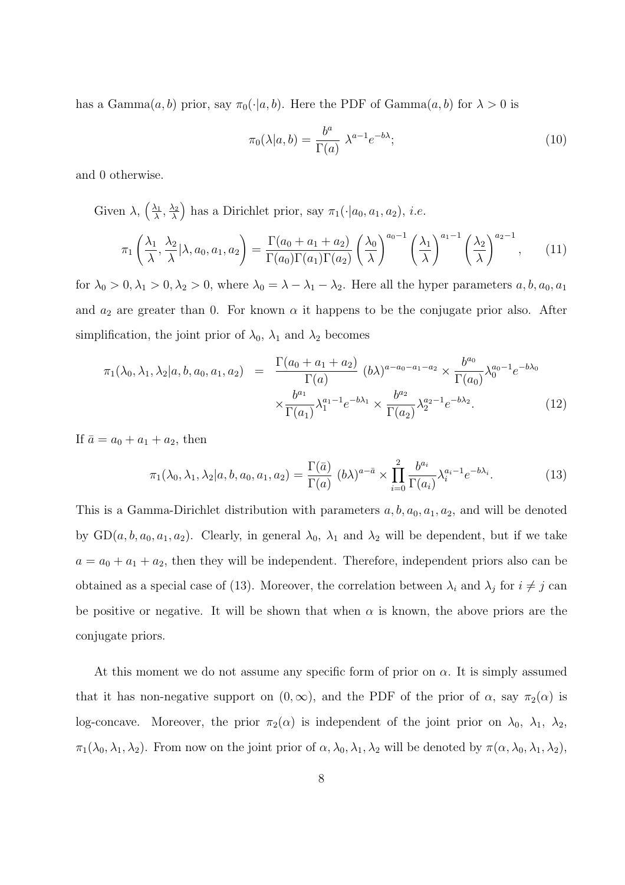has a Gamma$(a, b)$ prior, say $\pi_0(\cdot|a, b)$. Here the PDF of Gamma$(a, b)$ for $\lambda > 0$ is

$$\pi_0(\lambda|a, b) = \frac{b^a}{\Gamma(a)} \lambda^{a-1} e^{-b\lambda}; \tag{10}$$

and 0 otherwise.

Given $\lambda$, $\left(\frac{\lambda_1}{\lambda}, \frac{\lambda_2}{\lambda}\right)$ has a Dirichlet prior, say $\pi_1(\cdot|a_0, a_1, a_2)$, *i.e.*

$$\pi_1\left(\frac{\lambda_1}{\lambda}, \frac{\lambda_2}{\lambda}|\lambda, a_0, a_1, a_2\right) = \frac{\Gamma(a_0 + a_1 + a_2)}{\Gamma(a_0)\Gamma(a_1)\Gamma(a_2)} \left(\frac{\lambda_0}{\lambda}\right)^{a_0 - 1} \left(\frac{\lambda_1}{\lambda}\right)^{a_1 - 1} \left(\frac{\lambda_2}{\lambda}\right)^{a_2 - 1}, \tag{11}$$

for $\lambda_0 > 0, \lambda_1 > 0, \lambda_2 > 0$, where $\lambda_0 = \lambda - \lambda_1 - \lambda_2$. Here all the hyper parameters $a, b, a_0, a_1$ and $a_2$ are greater than 0. For known $\alpha$ it happens to be the conjugate prior also. After simplification, the joint prior of $\lambda_0$, $\lambda_1$ and $\lambda_2$ becomes

$$\begin{aligned} \pi_1(\lambda_0, \lambda_1, \lambda_2|a, b, a_0, a_1, a_2) &= \frac{\Gamma(a_0 + a_1 + a_2)}{\Gamma(a)} (b\lambda)^{a - a_0 - a_1 - a_2} \times \frac{b^{a_0}}{\Gamma(a_0)} \lambda_0^{a_0 - 1} e^{-b\lambda_0} \\ &\quad \times \frac{b^{a_1}}{\Gamma(a_1)} \lambda_1^{a_1 - 1} e^{-b\lambda_1} \times \frac{b^{a_2}}{\Gamma(a_2)} \lambda_2^{a_2 - 1} e^{-b\lambda_2}. \end{aligned} \tag{12}$$

If $\bar{a} = a_0 + a_1 + a_2$, then

$$\pi_1(\lambda_0, \lambda_1, \lambda_2|a, b, a_0, a_1, a_2) = \frac{\Gamma(\bar{a})}{\Gamma(a)} (b\lambda)^{a - \bar{a}} \times \prod_{i=0}^{2} \frac{b^{a_i}}{\Gamma(a_i)} \lambda_i^{a_i - 1} e^{-b\lambda_i}. \tag{13}$$

This is a Gamma-Dirichlet distribution with parameters $a, b, a_0, a_1, a_2$, and will be denoted by GD$(a, b, a_0, a_1, a_2)$. Clearly, in general $\lambda_0$, $\lambda_1$ and $\lambda_2$ will be dependent, but if we take $a = a_0 + a_1 + a_2$, then they will be independent. Therefore, independent priors also can be obtained as a special case of (13). Moreover, the correlation between $\lambda_i$ and $\lambda_j$ for $i \neq j$ can be positive or negative. It will be shown that when $\alpha$ is known, the above priors are the conjugate priors.

At this moment we do not assume any specific form of prior on $\alpha$. It is simply assumed that it has non-negative support on $(0, \infty)$, and the PDF of the prior of $\alpha$, say $\pi_2(\alpha)$ is log-concave. Moreover, the prior $\pi_2(\alpha)$ is independent of the joint prior on $\lambda_0$, $\lambda_1$, $\lambda_2$, $\pi_1(\lambda_0, \lambda_1, \lambda_2)$. From now on the joint prior of $\alpha, \lambda_0, \lambda_1, \lambda_2$ will be denoted by $\pi(\alpha, \lambda_0, \lambda_1, \lambda_2)$,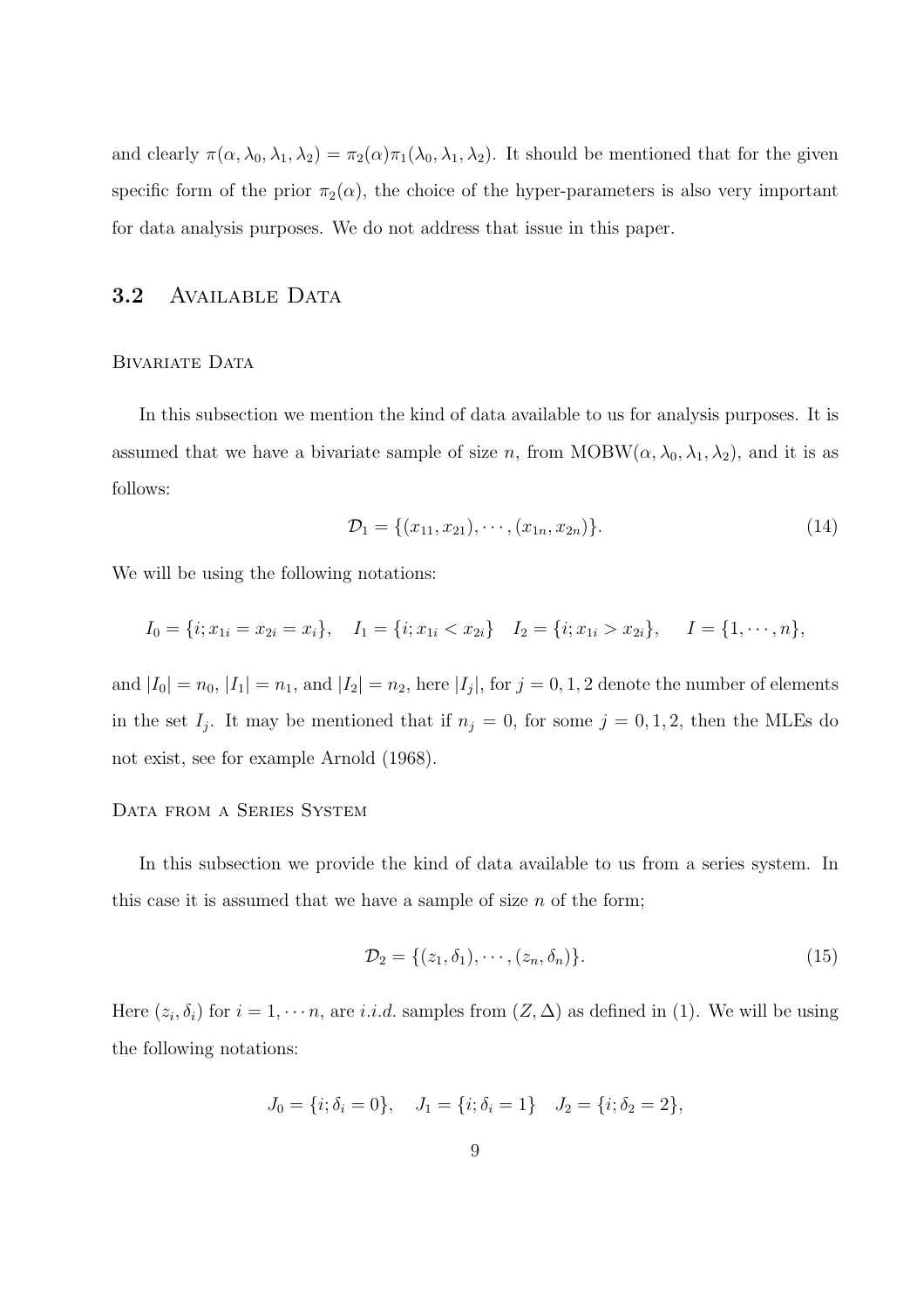and clearly $\pi(\alpha, \lambda_0, \lambda_1, \lambda_2) = \pi_2(\alpha)\pi_1(\lambda_0, \lambda_1, \lambda_2)$. It should be mentioned that for the given specific form of the prior $\pi_2(\alpha)$, the choice of the hyper-parameters is also very important for data analysis purposes. We do not address that issue in this paper.

## 3.2 Available Data

### Bivariate Data

In this subsection we mention the kind of data available to us for analysis purposes. It is assumed that we have a bivariate sample of size $n$, from MOBW$(\alpha, \lambda_0, \lambda_1, \lambda_2)$, and it is as follows:

$$\mathcal{D}_1 = \{(x_{11}, x_{21}), \cdots, (x_{1n}, x_{2n})\}. \tag{14}$$

We will be using the following notations:

$$I_0 = \{i; x_{1i} = x_{2i} = x_i\}, \quad I_1 = \{i; x_{1i} < x_{2i}\} \quad I_2 = \{i; x_{1i} > x_{2i}\}, \qquad I = \{1, \cdots, n\},$$

and $|I_0| = n_0$, $|I_1| = n_1$, and $|I_2| = n_2$, here $|I_j|$, for $j = 0, 1, 2$ denote the number of elements in the set $I_j$. It may be mentioned that if $n_j = 0$, for some $j = 0, 1, 2$, then the MLEs do not exist, see for example Arnold (1968).

### Data from a Series System

In this subsection we provide the kind of data available to us from a series system. In this case it is assumed that we have a sample of size $n$ of the form;

$$\mathcal{D}_2 = \{(z_1, \delta_1), \cdots, (z_n, \delta_n)\}. \tag{15}$$

Here $(z_i, \delta_i)$ for $i = 1, \cdots n$, are *i.i.d.* samples from $(Z, \Delta)$ as defined in (1). We will be using the following notations:

$$J_0 = \{i; \delta_i = 0\}, \quad J_1 = \{i; \delta_i = 1\} \quad J_2 = \{i; \delta_2 = 2\},$$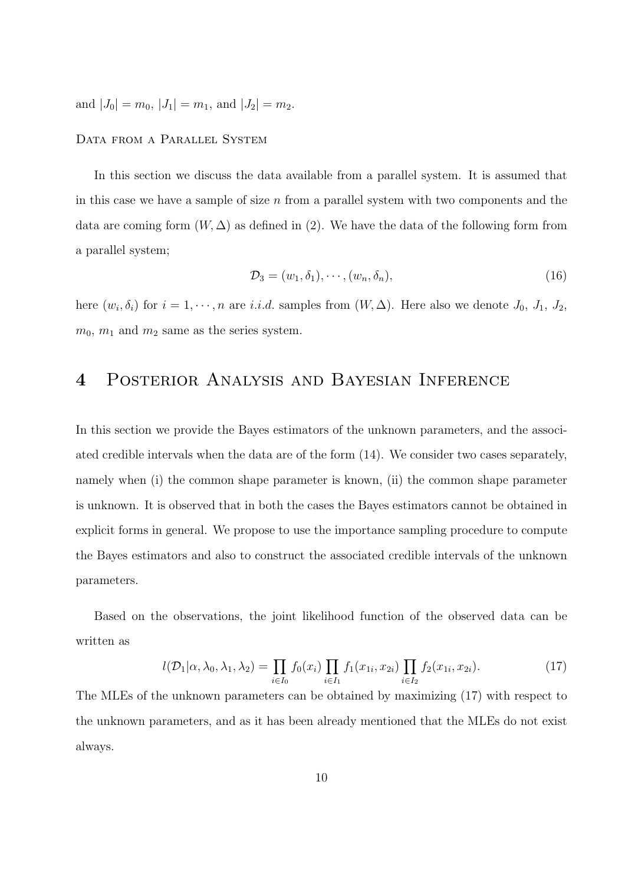and $|J_0| = m_0$, $|J_1| = m_1$, and $|J_2| = m_2$.

Data from a Parallel System

In this section we discuss the data available from a parallel system. It is assumed that in this case we have a sample of size $n$ from a parallel system with two components and the data are coming form $(W, \Delta)$ as defined in (2). We have the data of the following form from a parallel system;

$$\mathcal{D}_3 = (w_1, \delta_1), \cdots, (w_n, \delta_n), \tag{16}$$

here $(w_i, \delta_i)$ for $i = 1, \cdots, n$ are *i.i.d.* samples from $(W, \Delta)$. Here also we denote $J_0$, $J_1$, $J_2$, $m_0$, $m_1$ and $m_2$ same as the series system.

# 4 Posterior Analysis and Bayesian Inference

In this section we provide the Bayes estimators of the unknown parameters, and the associated credible intervals when the data are of the form (14). We consider two cases separately, namely when (i) the common shape parameter is known, (ii) the common shape parameter is unknown. It is observed that in both the cases the Bayes estimators cannot be obtained in explicit forms in general. We propose to use the importance sampling procedure to compute the Bayes estimators and also to construct the associated credible intervals of the unknown parameters.

Based on the observations, the joint likelihood function of the observed data can be written as

$$l(\mathcal{D}_1|\alpha, \lambda_0, \lambda_1, \lambda_2) = \prod_{i \in I_0} f_0(x_i) \prod_{i \in I_1} f_1(x_{1i}, x_{2i}) \prod_{i \in I_2} f_2(x_{1i}, x_{2i}). \tag{17}$$

The MLEs of the unknown parameters can be obtained by maximizing (17) with respect to the unknown parameters, and as it has been already mentioned that the MLEs do not exist always.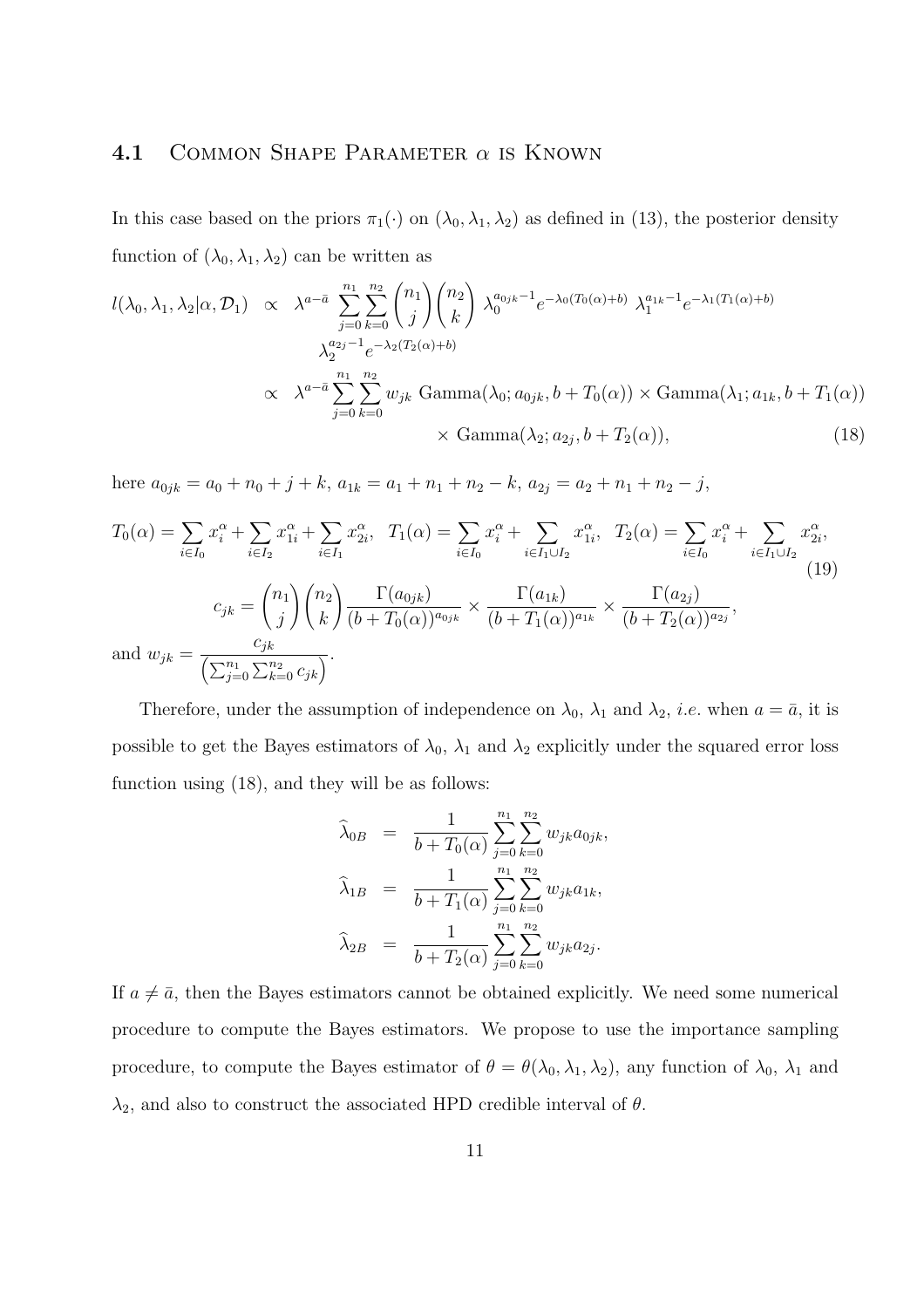### 4.1 Common Shape Parameter $\alpha$ is Known

In this case based on the priors $\pi_1(\cdot)$ on $(\lambda_0, \lambda_1, \lambda_2)$ as defined in (13), the posterior density function of $(\lambda_0, \lambda_1, \lambda_2)$ can be written as

$$
\begin{aligned}
l(\lambda_0, \lambda_1, \lambda_2 | \alpha, \mathcal{D}_1) &\propto \lambda^{a-\bar{a}} \sum_{j=0}^{n_1} \sum_{k=0}^{n_2} \binom{n_1}{j} \binom{n_2}{k} \lambda_0^{a_{0jk}-1} e^{-\lambda_0 (T_0(\alpha)+b)} \lambda_1^{a_{1k}-1} e^{-\lambda_1 (T_1(\alpha)+b)} \\
&\quad\; \lambda_2^{a_{2j}-1} e^{-\lambda_2 (T_2(\alpha)+b)} \\
&\propto \lambda^{a-\bar{a}} \sum_{j=0}^{n_1} \sum_{k=0}^{n_2} w_{jk} \, \text{Gamma}(\lambda_0; a_{0jk}, b + T_0(\alpha)) \times \text{Gamma}(\lambda_1; a_{1k}, b + T_1(\alpha)) \\
&\qquad \times \text{Gamma}(\lambda_2; a_{2j}, b + T_2(\alpha)),
\end{aligned} \tag{18}
$$

here $a_{0jk} = a_0 + n_0 + j + k$, $a_{1k} = a_1 + n_1 + n_2 - k$, $a_{2j} = a_2 + n_1 + n_2 - j$,

$$
T_0(\alpha) = \sum_{i \in I_0} x_i^\alpha + \sum_{i \in I_2} x_{1i}^\alpha + \sum_{i \in I_1} x_{2i}^\alpha, \quad T_1(\alpha) = \sum_{i \in I_0} x_i^\alpha + \sum_{i \in I_1 \cup I_2} x_{1i}^\alpha, \quad T_2(\alpha) = \sum_{i \in I_0} x_i^\alpha + \sum_{i \in I_1 \cup I_2} x_{2i}^\alpha, \tag{19}
$$

$$
c_{jk} = \binom{n_1}{j} \binom{n_2}{k} \frac{\Gamma(a_{0jk})}{(b + T_0(\alpha))^{a_{0jk}}} \times \frac{\Gamma(a_{1k})}{(b + T_1(\alpha))^{a_{1k}}} \times \frac{\Gamma(a_{2j})}{(b + T_2(\alpha))^{a_{2j}}},
$$

and $w_{jk} = \dfrac{c_{jk}}{\left(\sum_{j=0}^{n_1} \sum_{k=0}^{n_2} c_{jk}\right)}$.

Therefore, under the assumption of independence on $\lambda_0$, $\lambda_1$ and $\lambda_2$, *i.e.* when $a = \bar{a}$, it is possible to get the Bayes estimators of $\lambda_0$, $\lambda_1$ and $\lambda_2$ explicitly under the squared error loss function using (18), and they will be as follows:

$$
\begin{aligned}
\widehat{\lambda}_{0B} &= \frac{1}{b + T_0(\alpha)} \sum_{j=0}^{n_1} \sum_{k=0}^{n_2} w_{jk} a_{0jk}, \\
\widehat{\lambda}_{1B} &= \frac{1}{b + T_1(\alpha)} \sum_{j=0}^{n_1} \sum_{k=0}^{n_2} w_{jk} a_{1k}, \\
\widehat{\lambda}_{2B} &= \frac{1}{b + T_2(\alpha)} \sum_{j=0}^{n_1} \sum_{k=0}^{n_2} w_{jk} a_{2j}.
\end{aligned}
$$

If $a \neq \bar{a}$, then the Bayes estimators cannot be obtained explicitly. We need some numerical procedure to compute the Bayes estimators. We propose to use the importance sampling procedure, to compute the Bayes estimator of $\theta = \theta(\lambda_0, \lambda_1, \lambda_2)$, any function of $\lambda_0$, $\lambda_1$ and $\lambda_2$, and also to construct the associated HPD credible interval of $\theta$.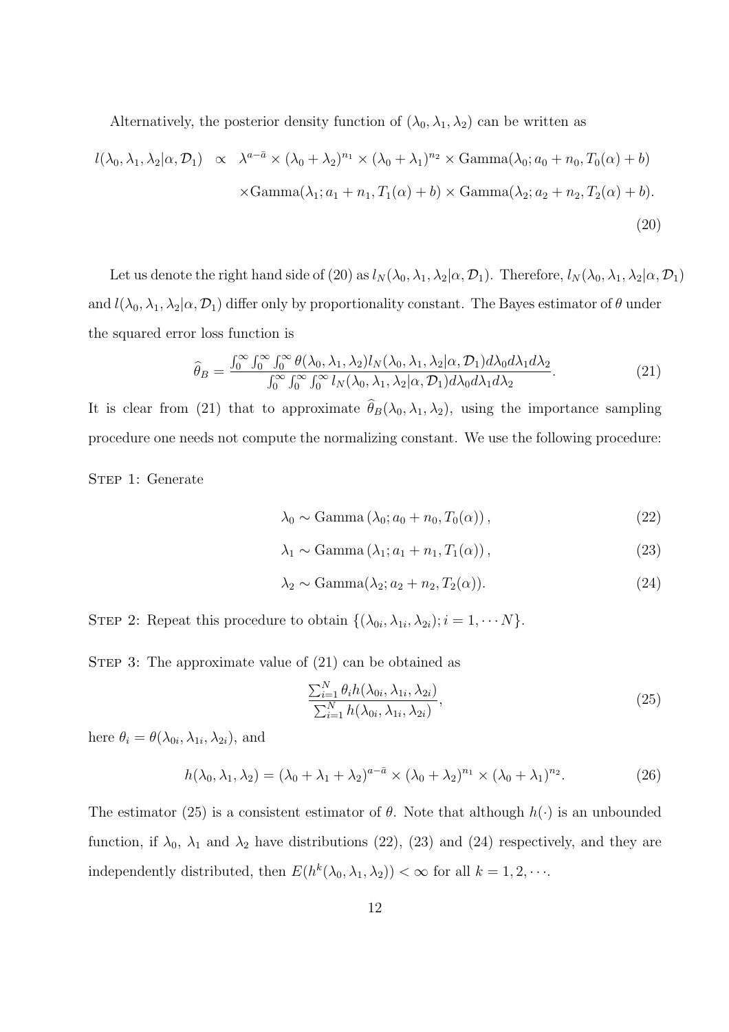Alternatively, the posterior density function of $(\lambda_0, \lambda_1, \lambda_2)$ can be written as

$$
\begin{aligned}
l(\lambda_0, \lambda_1, \lambda_2 | \alpha, \mathcal{D}_1) \;\; \propto \;\; & \lambda^{a-\bar{a}} \times (\lambda_0 + \lambda_2)^{n_1} \times (\lambda_0 + \lambda_1)^{n_2} \times \text{Gamma}(\lambda_0; a_0 + n_0, T_0(\alpha) + b) \\
& \times \text{Gamma}(\lambda_1; a_1 + n_1, T_1(\alpha) + b) \times \text{Gamma}(\lambda_2; a_2 + n_2, T_2(\alpha) + b).
\end{aligned} \tag{20}
$$

Let us denote the right hand side of (20) as $l_N(\lambda_0, \lambda_1, \lambda_2 | \alpha, \mathcal{D}_1)$. Therefore, $l_N(\lambda_0, \lambda_1, \lambda_2 | \alpha, \mathcal{D}_1)$ and $l(\lambda_0, \lambda_1, \lambda_2 | \alpha, \mathcal{D}_1)$ differ only by proportionality constant. The Bayes estimator of $\theta$ under the squared error loss function is

$$
\widehat{\theta}_B = \frac{\int_0^\infty \int_0^\infty \int_0^\infty \theta(\lambda_0, \lambda_1, \lambda_2) l_N(\lambda_0, \lambda_1, \lambda_2 | \alpha, \mathcal{D}_1) d\lambda_0 d\lambda_1 d\lambda_2}{\int_0^\infty \int_0^\infty \int_0^\infty l_N(\lambda_0, \lambda_1, \lambda_2 | \alpha, \mathcal{D}_1) d\lambda_0 d\lambda_1 d\lambda_2}. \tag{21}
$$

It is clear from (21) that to approximate $\widehat{\theta}_B(\lambda_0, \lambda_1, \lambda_2)$, using the importance sampling procedure one needs not compute the normalizing constant. We use the following procedure:

Step 1: Generate

$$
\lambda_0 \sim \text{Gamma}\left(\lambda_0; a_0 + n_0, T_0(\alpha)\right), \tag{22}
$$

$$
\lambda_1 \sim \text{Gamma}\left(\lambda_1; a_1 + n_1, T_1(\alpha)\right), \tag{23}
$$

$$
\lambda_2 \sim \text{Gamma}(\lambda_2; a_2 + n_2, T_2(\alpha)). \tag{24}
$$

Step 2: Repeat this procedure to obtain $\{(\lambda_{0i}, \lambda_{1i}, \lambda_{2i}); i = 1, \cdots N\}$.

Step 3: The approximate value of (21) can be obtained as

$$
\frac{\sum_{i=1}^N \theta_i h(\lambda_{0i}, \lambda_{1i}, \lambda_{2i})}{\sum_{i=1}^N h(\lambda_{0i}, \lambda_{1i}, \lambda_{2i})}, \tag{25}
$$

here $\theta_i = \theta(\lambda_{0i}, \lambda_{1i}, \lambda_{2i})$, and

$$
h(\lambda_0, \lambda_1, \lambda_2) = (\lambda_0 + \lambda_1 + \lambda_2)^{a-\bar{a}} \times (\lambda_0 + \lambda_2)^{n_1} \times (\lambda_0 + \lambda_1)^{n_2}. \tag{26}
$$

The estimator (25) is a consistent estimator of $\theta$. Note that although $h(\cdot)$ is an unbounded function, if $\lambda_0$, $\lambda_1$ and $\lambda_2$ have distributions (22), (23) and (24) respectively, and they are independently distributed, then $E(h^k(\lambda_0, \lambda_1, \lambda_2)) < \infty$ for all $k = 1, 2, \cdots$.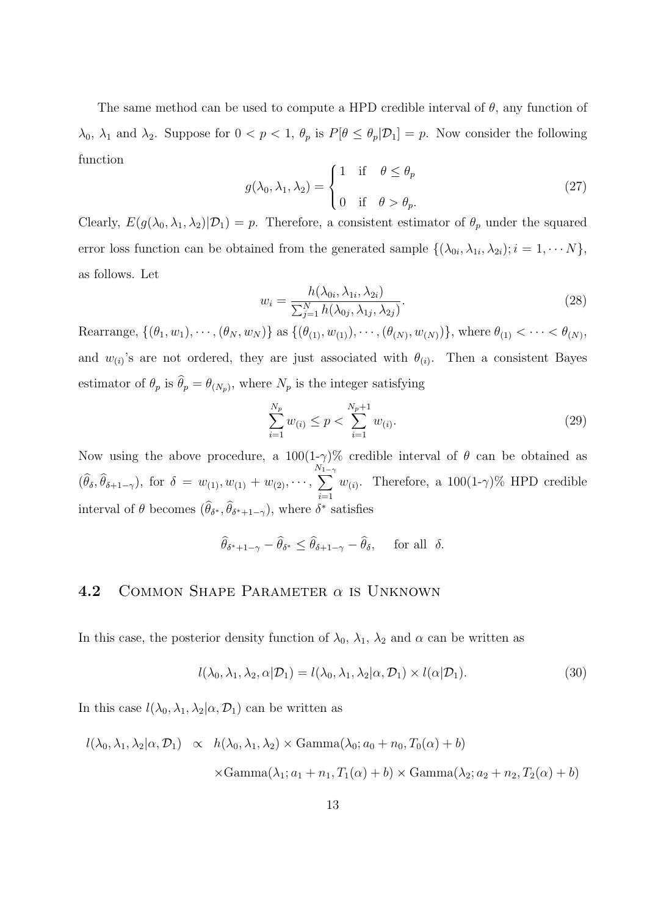The same method can be used to compute a HPD credible interval of $\theta$, any function of $\lambda_0$, $\lambda_1$ and $\lambda_2$. Suppose for $0 < p < 1$, $\theta_p$ is $P[\theta \leq \theta_p | \mathcal{D}_1] = p$. Now consider the following function

$$g(\lambda_0, \lambda_1, \lambda_2) = \begin{cases} 1 & \text{if} \quad \theta \leq \theta_p \\ \\ 0 & \text{if} \quad \theta > \theta_p. \end{cases} \tag{27}$$

Clearly, $E(g(\lambda_0, \lambda_1, \lambda_2)|\mathcal{D}_1) = p$. Therefore, a consistent estimator of $\theta_p$ under the squared error loss function can be obtained from the generated sample $\{(\lambda_{0i}, \lambda_{1i}, \lambda_{2i}); i = 1, \cdots N\}$, as follows. Let

$$w_i = \frac{h(\lambda_{0i}, \lambda_{1i}, \lambda_{2i})}{\sum_{j=1}^{N} h(\lambda_{0j}, \lambda_{1j}, \lambda_{2j})}. \tag{28}$$

Rearrange, $\{(\theta_1, w_1), \cdots, (\theta_N, w_N)\}$ as $\{(\theta_{(1)}, w_{(1)}), \cdots, (\theta_{(N)}, w_{(N)})\}$, where $\theta_{(1)} < \cdots < \theta_{(N)}$, and $w_{(i)}$'s are not ordered, they are just associated with $\theta_{(i)}$. Then a consistent Bayes estimator of $\theta_p$ is $\widehat{\theta}_p = \theta_{(N_p)}$, where $N_p$ is the integer satisfying

$$\sum_{i=1}^{N_p} w_{(i)} \leq p < \sum_{i=1}^{N_p+1} w_{(i)}. \tag{29}$$

Now using the above procedure, a 100(1-$\gamma$)% credible interval of $\theta$ can be obtained as $(\widehat{\theta}_\delta, \widehat{\theta}_{\delta+1-\gamma})$, for $\delta = w_{(1)}, w_{(1)} + w_{(2)}, \cdots, \sum_{i=1}^{N_{1-\gamma}} w_{(i)}$. Therefore, a 100(1-$\gamma$)% HPD credible interval of $\theta$ becomes $(\widehat{\theta}_{\delta^*}, \widehat{\theta}_{\delta^*+1-\gamma})$, where $\delta^*$ satisfies

$$\widehat{\theta}_{\delta^*+1-\gamma} - \widehat{\theta}_{\delta^*} \leq \widehat{\theta}_{\delta+1-\gamma} - \widehat{\theta}_\delta, \quad \text{for all} \;\; \delta.$$

## 4.2 Common Shape Parameter $\alpha$ is Unknown

In this case, the posterior density function of $\lambda_0$, $\lambda_1$, $\lambda_2$ and $\alpha$ can be written as

$$l(\lambda_0, \lambda_1, \lambda_2, \alpha | \mathcal{D}_1) = l(\lambda_0, \lambda_1, \lambda_2 | \alpha, \mathcal{D}_1) \times l(\alpha | \mathcal{D}_1). \tag{30}$$

In this case $l(\lambda_0, \lambda_1, \lambda_2 | \alpha, \mathcal{D}_1)$ can be written as

$$\begin{aligned} l(\lambda_0, \lambda_1, \lambda_2 | \alpha, \mathcal{D}_1) \;\; &\propto \;\; h(\lambda_0, \lambda_1, \lambda_2) \times \text{Gamma}(\lambda_0; a_0 + n_0, T_0(\alpha) + b) \\ &\times \text{Gamma}(\lambda_1; a_1 + n_1, T_1(\alpha) + b) \times \text{Gamma}(\lambda_2; a_2 + n_2, T_2(\alpha) + b) \end{aligned}$$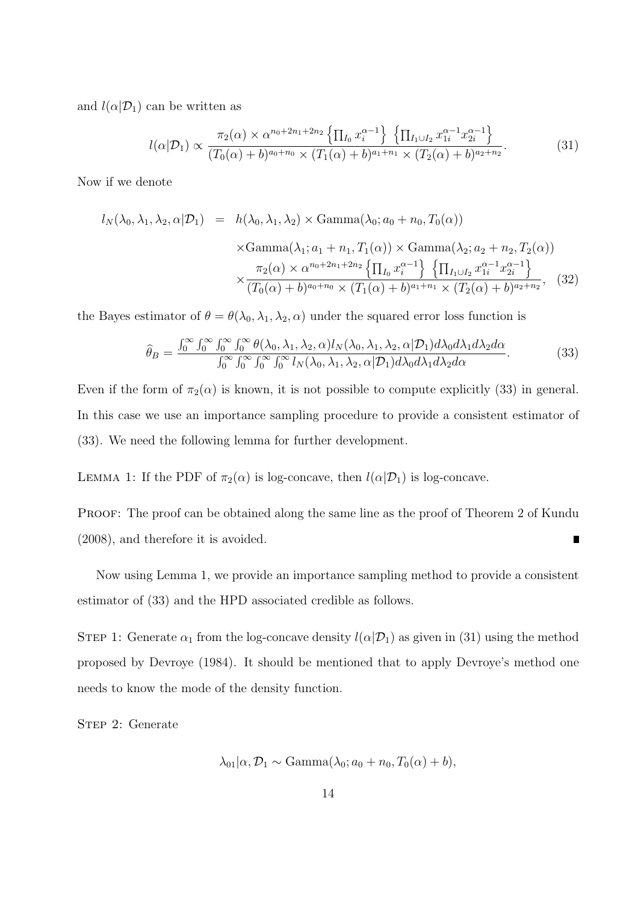and $l(\alpha|\mathcal{D}_1)$ can be written as

$$l(\alpha|\mathcal{D}_1) \propto \frac{\pi_2(\alpha) \times \alpha^{n_0+2n_1+2n_2} \left\{\prod_{I_0} x_i^{\alpha-1}\right\} \left\{\prod_{I_1 \cup I_2} x_{1i}^{\alpha-1} x_{2i}^{\alpha-1}\right\}}{(T_0(\alpha)+b)^{a_0+n_0} \times (T_1(\alpha)+b)^{a_1+n_1} \times (T_2(\alpha)+b)^{a_2+n_2}}. \tag{31}$$

Now if we denote

$$\begin{aligned} l_N(\lambda_0, \lambda_1, \lambda_2, \alpha|\mathcal{D}_1) &= h(\lambda_0, \lambda_1, \lambda_2) \times \text{Gamma}(\lambda_0; a_0+n_0, T_0(\alpha)) \\ &\quad \times \text{Gamma}(\lambda_1; a_1+n_1, T_1(\alpha)) \times \text{Gamma}(\lambda_2; a_2+n_2, T_2(\alpha)) \\ &\quad \times \frac{\pi_2(\alpha) \times \alpha^{n_0+2n_1+2n_2} \left\{\prod_{I_0} x_i^{\alpha-1}\right\} \left\{\prod_{I_1 \cup I_2} x_{1i}^{\alpha-1} x_{2i}^{\alpha-1}\right\}}{(T_0(\alpha)+b)^{a_0+n_0} \times (T_1(\alpha)+b)^{a_1+n_1} \times (T_2(\alpha)+b)^{a_2+n_2}}, \end{aligned} \tag{32}$$

the Bayes estimator of $\theta = \theta(\lambda_0, \lambda_1, \lambda_2, \alpha)$ under the squared error loss function is

$$\widehat{\theta}_B = \frac{\int_0^\infty \int_0^\infty \int_0^\infty \int_0^\infty \theta(\lambda_0, \lambda_1, \lambda_2, \alpha) l_N(\lambda_0, \lambda_1, \lambda_2, \alpha|\mathcal{D}_1) d\lambda_0 d\lambda_1 d\lambda_2 d\alpha}{\int_0^\infty \int_0^\infty \int_0^\infty \int_0^\infty l_N(\lambda_0, \lambda_1, \lambda_2, \alpha|\mathcal{D}_1) d\lambda_0 d\lambda_1 d\lambda_2 d\alpha}. \tag{33}$$

Even if the form of $\pi_2(\alpha)$ is known, it is not possible to compute explicitly (33) in general. In this case we use an importance sampling procedure to provide a consistent estimator of (33). We need the following lemma for further development.

LEMMA 1: If the PDF of $\pi_2(\alpha)$ is log-concave, then $l(\alpha|\mathcal{D}_1)$ is log-concave.

PROOF: The proof can be obtained along the same line as the proof of Theorem 2 of Kundu (2008), and therefore it is avoided. ∎

Now using Lemma 1, we provide an importance sampling method to provide a consistent estimator of (33) and the HPD associated credible as follows.

STEP 1: Generate $\alpha_1$ from the log-concave density $l(\alpha|\mathcal{D}_1)$ as given in (31) using the method proposed by Devroye (1984). It should be mentioned that to apply Devroye's method one needs to know the mode of the density function.

STEP 2: Generate

$$\lambda_{01}|\alpha, \mathcal{D}_1 \sim \text{Gamma}(\lambda_0; a_0+n_0, T_0(\alpha)+b),$$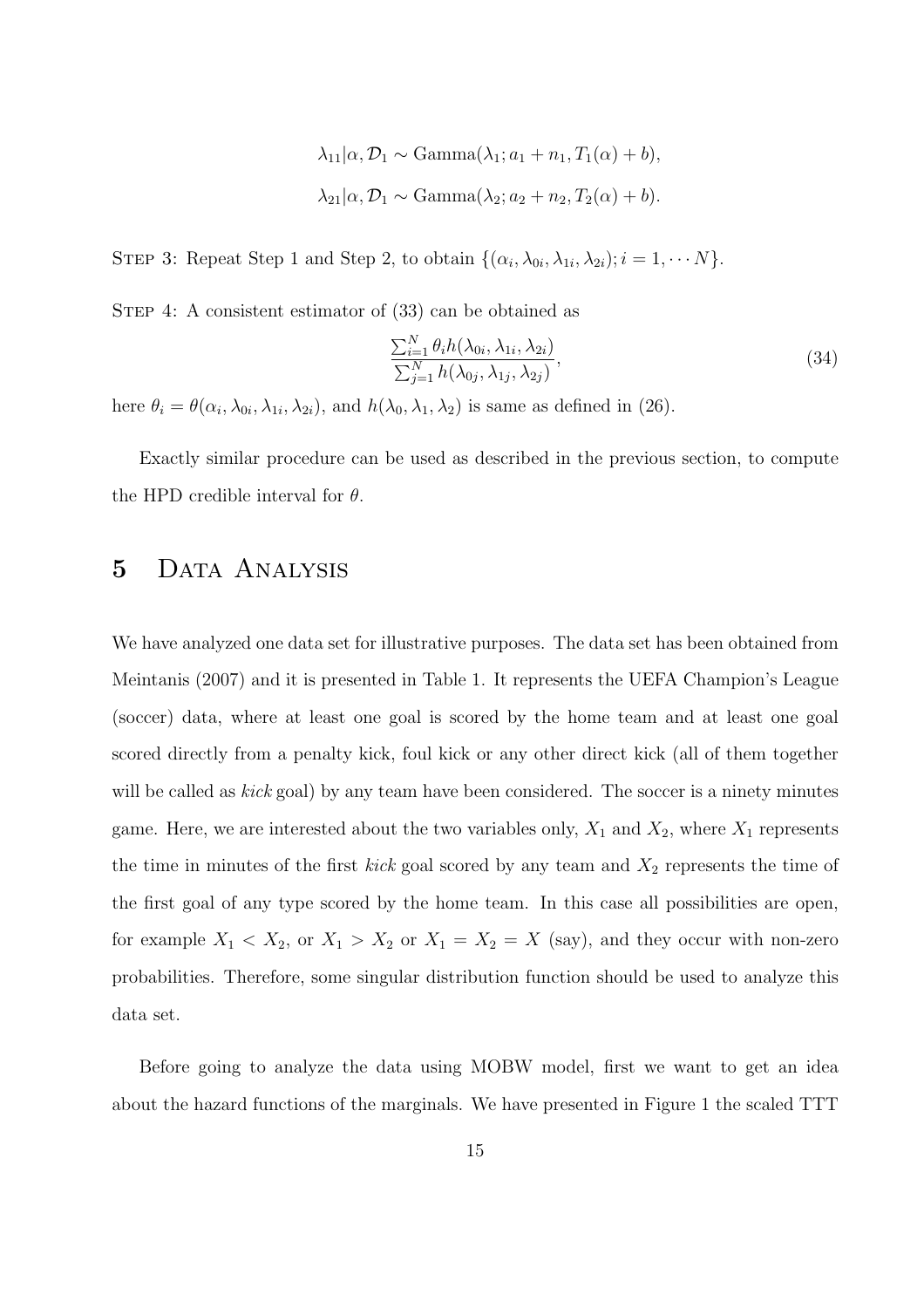$$\lambda_{11}|\alpha, \mathcal{D}_1 \sim \text{Gamma}(\lambda_1; a_1 + n_1, T_1(\alpha) + b),$$

$$\lambda_{21}|\alpha, \mathcal{D}_1 \sim \text{Gamma}(\lambda_2; a_2 + n_2, T_2(\alpha) + b).$$

STEP 3: Repeat Step 1 and Step 2, to obtain $\{(\alpha_i, \lambda_{0i}, \lambda_{1i}, \lambda_{2i}); i = 1, \cdots N\}$.

STEP 4: A consistent estimator of (33) can be obtained as

$$\frac{\sum_{i=1}^{N} \theta_i h(\lambda_{0i}, \lambda_{1i}, \lambda_{2i})}{\sum_{j=1}^{N} h(\lambda_{0j}, \lambda_{1j}, \lambda_{2j})}, \tag{34}$$

here $\theta_i = \theta(\alpha_i, \lambda_{0i}, \lambda_{1i}, \lambda_{2i})$, and $h(\lambda_0, \lambda_1, \lambda_2)$ is same as defined in (26).

Exactly similar procedure can be used as described in the previous section, to compute the HPD credible interval for $\theta$.

# 5 Data Analysis

We have analyzed one data set for illustrative purposes. The data set has been obtained from Meintanis (2007) and it is presented in Table 1. It represents the UEFA Champion's League (soccer) data, where at least one goal is scored by the home team and at least one goal scored directly from a penalty kick, foul kick or any other direct kick (all of them together will be called as *kick* goal) by any team have been considered. The soccer is a ninety minutes game. Here, we are interested about the two variables only, $X_1$ and $X_2$, where $X_1$ represents the time in minutes of the first *kick* goal scored by any team and $X_2$ represents the time of the first goal of any type scored by the home team. In this case all possibilities are open, for example $X_1 < X_2$, or $X_1 > X_2$ or $X_1 = X_2 = X$ (say), and they occur with non-zero probabilities. Therefore, some singular distribution function should be used to analyze this data set.

Before going to analyze the data using MOBW model, first we want to get an idea about the hazard functions of the marginals. We have presented in Figure 1 the scaled TTT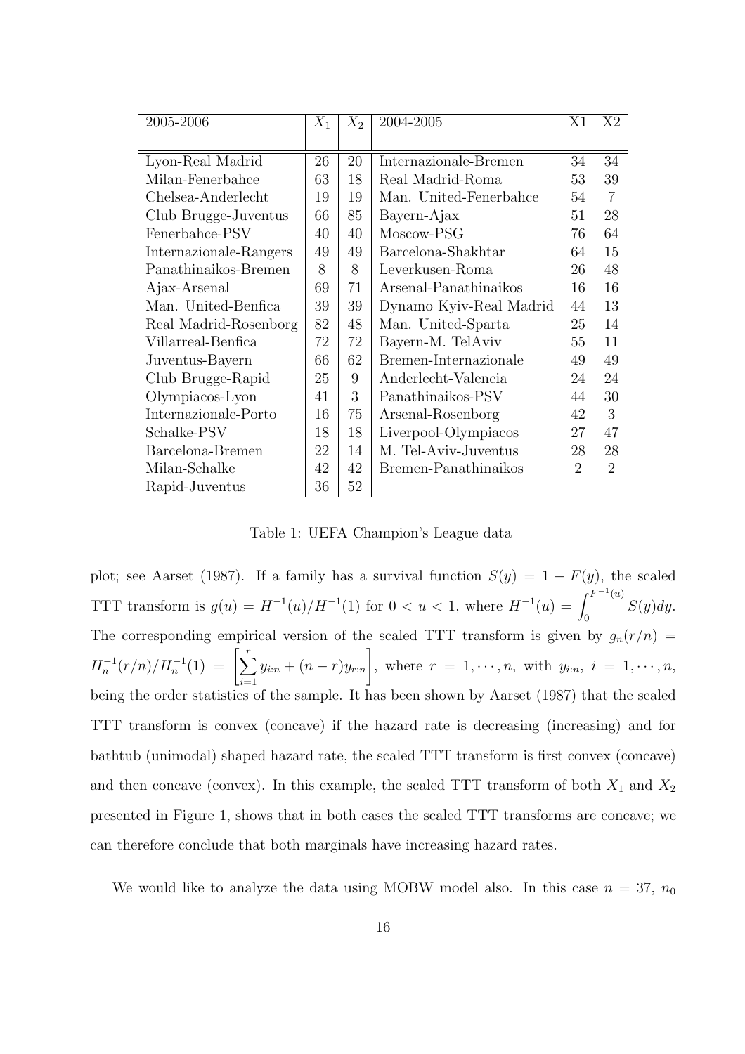| 2005-2006 | $X_1$ | $X_2$ | 2004-2005 | X1 | X2 |
|---|---|---|---|---|---|
| Lyon-Real Madrid | 26 | 20 | Internazionale-Bremen | 34 | 34 |
| Milan-Fenerbahce | 63 | 18 | Real Madrid-Roma | 53 | 39 |
| Chelsea-Anderlecht | 19 | 19 | Man. United-Fenerbahce | 54 | 7 |
| Club Brugge-Juventus | 66 | 85 | Bayern-Ajax | 51 | 28 |
| Fenerbahce-PSV | 40 | 40 | Moscow-PSG | 76 | 64 |
| Internazionale-Rangers | 49 | 49 | Barcelona-Shakhtar | 64 | 15 |
| Panathinaikos-Bremen | 8 | 8 | Leverkusen-Roma | 26 | 48 |
| Ajax-Arsenal | 69 | 71 | Arsenal-Panathinaikos | 16 | 16 |
| Man. United-Benfica | 39 | 39 | Dynamo Kyiv-Real Madrid | 44 | 13 |
| Real Madrid-Rosenborg | 82 | 48 | Man. United-Sparta | 25 | 14 |
| Villarreal-Benfica | 72 | 72 | Bayern-M. TelAviv | 55 | 11 |
| Juventus-Bayern | 66 | 62 | Bremen-Internazionale | 49 | 49 |
| Club Brugge-Rapid | 25 | 9 | Anderlecht-Valencia | 24 | 24 |
| Olympiacos-Lyon | 41 | 3 | Panathinaikos-PSV | 44 | 30 |
| Internazionale-Porto | 16 | 75 | Arsenal-Rosenborg | 42 | 3 |
| Schalke-PSV | 18 | 18 | Liverpool-Olympiacos | 27 | 47 |
| Barcelona-Bremen | 22 | 14 | M. Tel-Aviv-Juventus | 28 | 28 |
| Milan-Schalke | 42 | 42 | Bremen-Panathinaikos | 2 | 2 |
| Rapid-Juventus | 36 | 52 | | | |

Table 1: UEFA Champion's League data

plot; see Aarset (1987). If a family has a survival function $S(y) = 1 - F(y)$, the scaled TTT transform is $g(u) = H^{-1}(u)/H^{-1}(1)$ for $0 < u < 1$, where $H^{-1}(u) = \int_0^{F^{-1}(u)} S(y)dy$. The corresponding empirical version of the scaled TTT transform is given by $g_n(r/n) = H_n^{-1}(r/n)/H_n^{-1}(1) = \left[\sum_{i=1}^{r} y_{i:n} + (n-r)y_{r:n}\right]$, where $r = 1, \cdots, n$, with $y_{i:n}$, $i = 1, \cdots, n$, being the order statistics of the sample. It has been shown by Aarset (1987) that the scaled TTT transform is convex (concave) if the hazard rate is decreasing (increasing) and for bathtub (unimodal) shaped hazard rate, the scaled TTT transform is first convex (concave) and then concave (convex). In this example, the scaled TTT transform of both $X_1$ and $X_2$ presented in Figure 1, shows that in both cases the scaled TTT transforms are concave; we can therefore conclude that both marginals have increasing hazard rates.

We would like to analyze the data using MOBW model also. In this case $n = 37$, $n_0$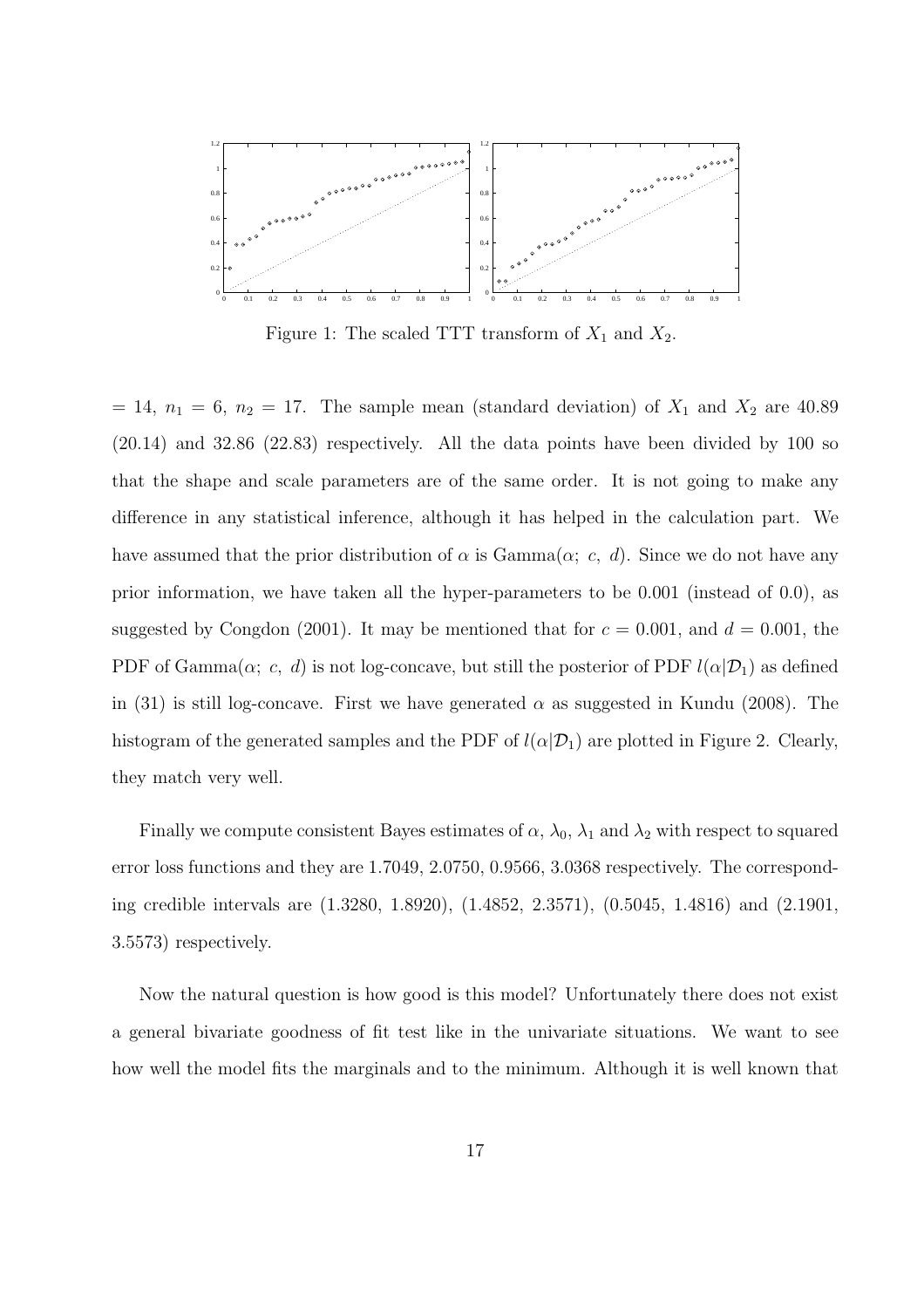Figure 1: The scaled TTT transform of $X_1$ and $X_2$.

$= 14$, $n_1 = 6$, $n_2 = 17$. The sample mean (standard deviation) of $X_1$ and $X_2$ are 40.89 (20.14) and 32.86 (22.83) respectively. All the data points have been divided by 100 so that the shape and scale parameters are of the same order. It is not going to make any difference in any statistical inference, although it has helped in the calculation part. We have assumed that the prior distribution of $\alpha$ is Gamma($\alpha$; $c$, $d$). Since we do not have any prior information, we have taken all the hyper-parameters to be 0.001 (instead of 0.0), as suggested by Congdon (2001). It may be mentioned that for $c = 0.001$, and $d = 0.001$, the PDF of Gamma($\alpha$; $c$, $d$) is not log-concave, but still the posterior of PDF $l(\alpha|\mathcal{D}_1)$ as defined in (31) is still log-concave. First we have generated $\alpha$ as suggested in Kundu (2008). The histogram of the generated samples and the PDF of $l(\alpha|\mathcal{D}_1)$ are plotted in Figure 2. Clearly, they match very well.

Finally we compute consistent Bayes estimates of $\alpha$, $\lambda_0$, $\lambda_1$ and $\lambda_2$ with respect to squared error loss functions and they are 1.7049, 2.0750, 0.9566, 3.0368 respectively. The corresponding credible intervals are (1.3280, 1.8920), (1.4852, 2.3571), (0.5045, 1.4816) and (2.1901, 3.5573) respectively.

Now the natural question is how good is this model? Unfortunately there does not exist a general bivariate goodness of fit test like in the univariate situations. We want to see how well the model fits the marginals and to the minimum. Although it is well known that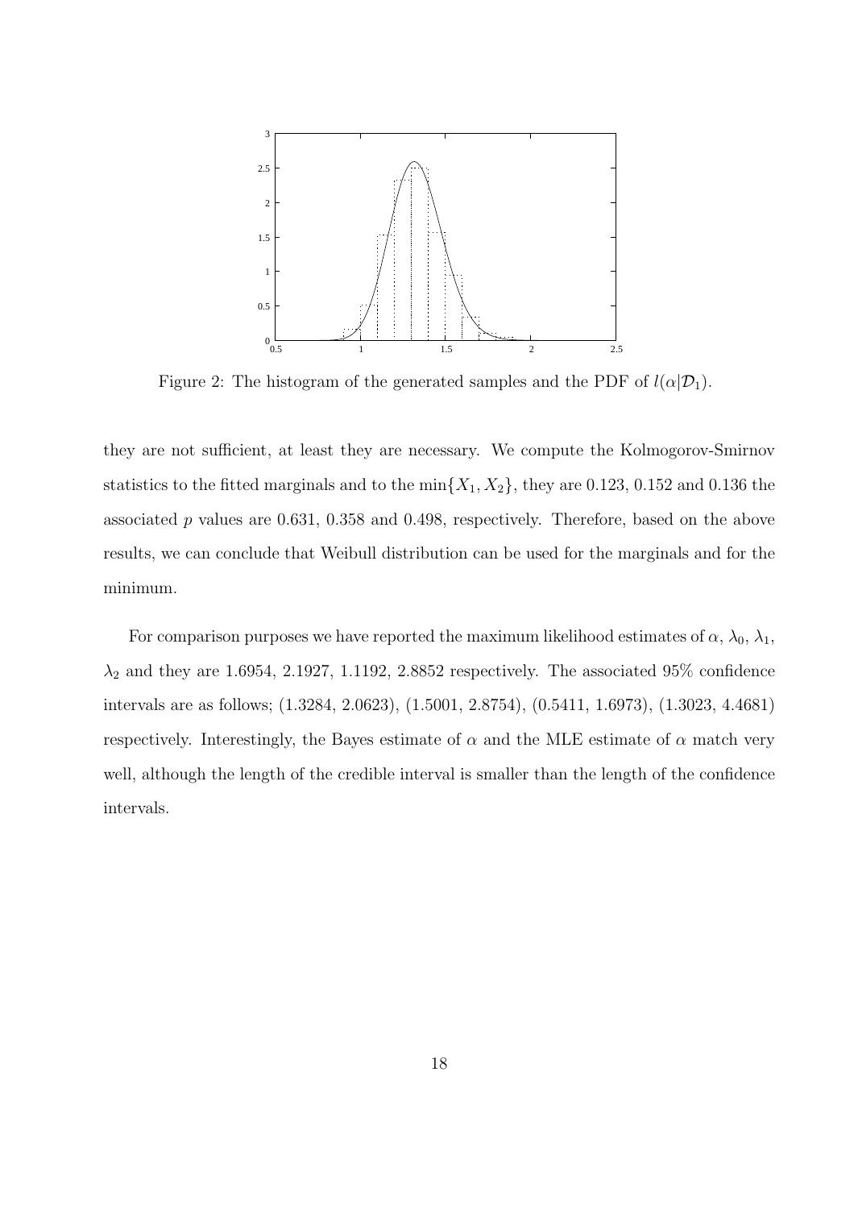Figure 2: The histogram of the generated samples and the PDF of $l(\alpha|\mathcal{D}_1)$.

they are not sufficient, at least they are necessary. We compute the Kolmogorov-Smirnov statistics to the fitted marginals and to the $\min\{X_1, X_2\}$, they are 0.123, 0.152 and 0.136 the associated $p$ values are 0.631, 0.358 and 0.498, respectively. Therefore, based on the above results, we can conclude that Weibull distribution can be used for the marginals and for the minimum.

For comparison purposes we have reported the maximum likelihood estimates of $\alpha$, $\lambda_0$, $\lambda_1$, $\lambda_2$ and they are 1.6954, 2.1927, 1.1192, 2.8852 respectively. The associated 95% confidence intervals are as follows; (1.3284, 2.0623), (1.5001, 2.8754), (0.5411, 1.6973), (1.3023, 4.4681) respectively. Interestingly, the Bayes estimate of $\alpha$ and the MLE estimate of $\alpha$ match very well, although the length of the credible interval is smaller than the length of the confidence intervals.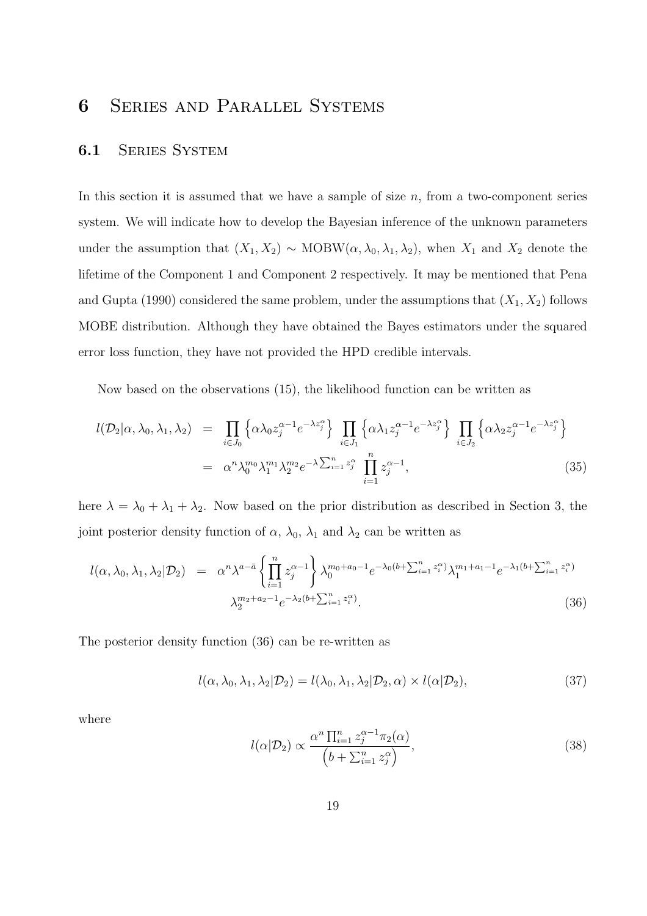# 6 Series and Parallel Systems

## 6.1 Series System

In this section it is assumed that we have a sample of size $n$, from a two-component series system. We will indicate how to develop the Bayesian inference of the unknown parameters under the assumption that $(X_1, X_2) \sim$ MOBW$(\alpha, \lambda_0, \lambda_1, \lambda_2)$, when $X_1$ and $X_2$ denote the lifetime of the Component 1 and Component 2 respectively. It may be mentioned that Pena and Gupta (1990) considered the same problem, under the assumptions that $(X_1, X_2)$ follows MOBE distribution. Although they have obtained the Bayes estimators under the squared error loss function, they have not provided the HPD credible intervals.

Now based on the observations (15), the likelihood function can be written as

$$
\begin{aligned}
l(\mathcal{D}_2|\alpha, \lambda_0, \lambda_1, \lambda_2) &= \prod_{i \in J_0} \left\{ \alpha \lambda_0 z_j^{\alpha-1} e^{-\lambda z_j^{\alpha}} \right\} \prod_{i \in J_1} \left\{ \alpha \lambda_1 z_j^{\alpha-1} e^{-\lambda z_j^{\alpha}} \right\} \prod_{i \in J_2} \left\{ \alpha \lambda_2 z_j^{\alpha-1} e^{-\lambda z_j^{\alpha}} \right\} \\
&= \alpha^n \lambda_0^{m_0} \lambda_1^{m_1} \lambda_2^{m_2} e^{-\lambda \sum_{i=1}^{n} z_j^{\alpha}} \prod_{i=1}^{n} z_j^{\alpha-1}, \qquad (35)
\end{aligned}
$$

here $\lambda = \lambda_0 + \lambda_1 + \lambda_2$. Now based on the prior distribution as described in Section 3, the joint posterior density function of $\alpha$, $\lambda_0$, $\lambda_1$ and $\lambda_2$ can be written as

$$
\begin{aligned}
l(\alpha, \lambda_0, \lambda_1, \lambda_2|\mathcal{D}_2) &= \alpha^n \lambda^{a-\bar{a}} \left\{ \prod_{i=1}^{n} z_j^{\alpha-1} \right\} \lambda_0^{m_0+a_0-1} e^{-\lambda_0(b+\sum_{i=1}^{n} z_i^{\alpha})} \lambda_1^{m_1+a_1-1} e^{-\lambda_1(b+\sum_{i=1}^{n} z_i^{\alpha})} \\
&\quad \lambda_2^{m_2+a_2-1} e^{-\lambda_2(b+\sum_{i=1}^{n} z_i^{\alpha})}. \qquad (36)
\end{aligned}
$$

The posterior density function (36) can be re-written as

$$
l(\alpha, \lambda_0, \lambda_1, \lambda_2|\mathcal{D}_2) = l(\lambda_0, \lambda_1, \lambda_2|\mathcal{D}_2, \alpha) \times l(\alpha|\mathcal{D}_2), \qquad (37)
$$

where

$$
l(\alpha|\mathcal{D}_2) \propto \frac{\alpha^n \prod_{i=1}^{n} z_j^{\alpha-1} \pi_2(\alpha)}{\left(b + \sum_{i=1}^{n} z_j^{\alpha}\right)}, \qquad (38)
$$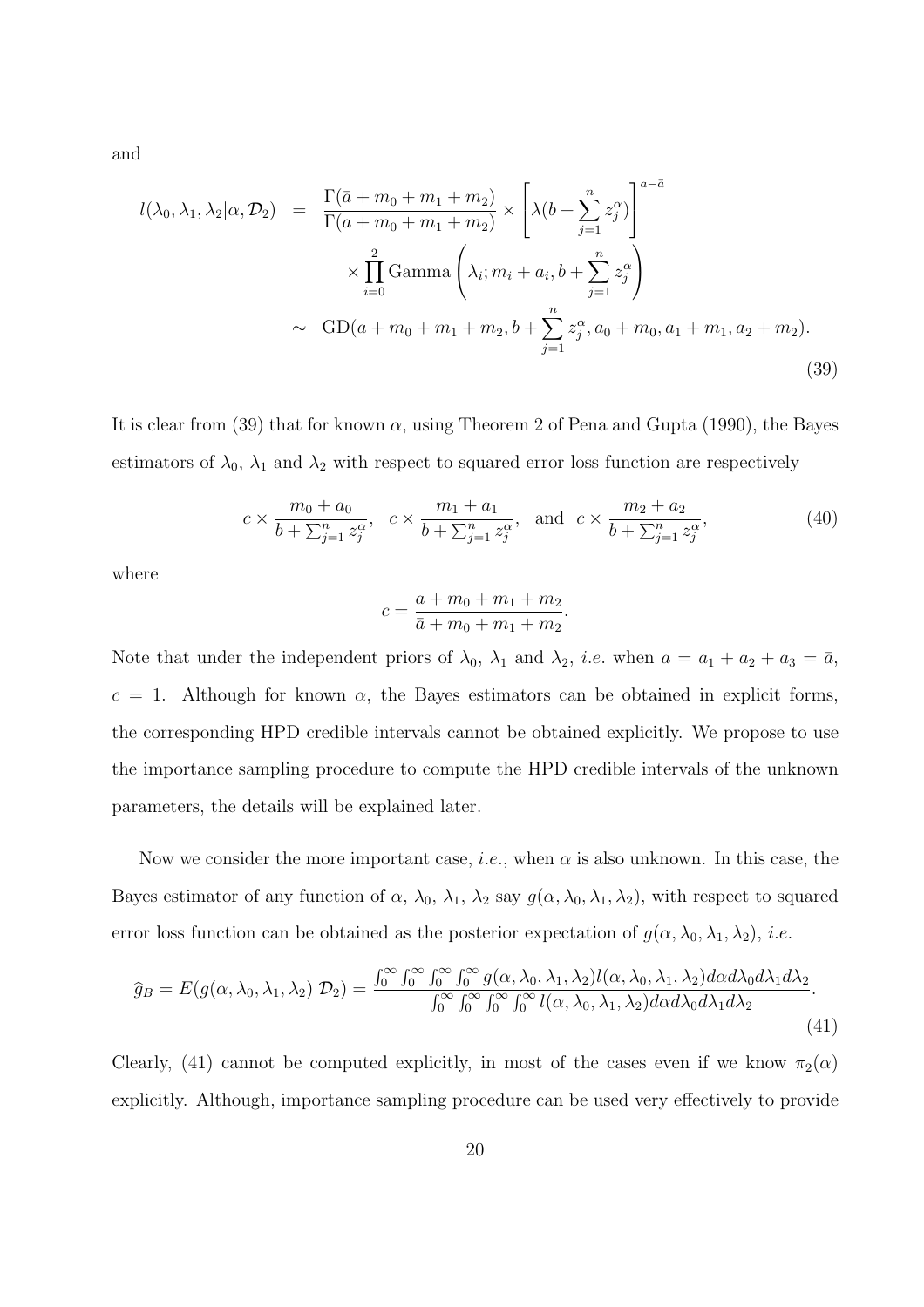and

$$
\begin{aligned}
l(\lambda_0, \lambda_1, \lambda_2 | \alpha, \mathcal{D}_2) &= \frac{\Gamma(\bar{a} + m_0 + m_1 + m_2)}{\Gamma(a + m_0 + m_1 + m_2)} \times \left[ \lambda (b + \sum_{j=1}^{n} z_j^{\alpha}) \right]^{a - \bar{a}} \\
&\quad \times \prod_{i=0}^{2} \text{Gamma} \left( \lambda_i; m_i + a_i, b + \sum_{j=1}^{n} z_j^{\alpha} \right) \\
&\sim \text{GD}(a + m_0 + m_1 + m_2, b + \sum_{j=1}^{n} z_j^{\alpha}, a_0 + m_0, a_1 + m_1, a_2 + m_2).
\end{aligned}
\tag{39}
$$

It is clear from (39) that for known $\alpha$, using Theorem 2 of Pena and Gupta (1990), the Bayes estimators of $\lambda_0$, $\lambda_1$ and $\lambda_2$ with respect to squared error loss function are respectively

$$
c \times \frac{m_0 + a_0}{b + \sum_{j=1}^{n} z_j^{\alpha}}, \quad c \times \frac{m_1 + a_1}{b + \sum_{j=1}^{n} z_j^{\alpha}}, \quad \text{and} \quad c \times \frac{m_2 + a_2}{b + \sum_{j=1}^{n} z_j^{\alpha}}, \tag{40}
$$

where

$$
c = \frac{a + m_0 + m_1 + m_2}{\bar{a} + m_0 + m_1 + m_2}.
$$

Note that under the independent priors of $\lambda_0$, $\lambda_1$ and $\lambda_2$, *i.e.* when $a = a_1 + a_2 + a_3 = \bar{a}$, $c = 1$. Although for known $\alpha$, the Bayes estimators can be obtained in explicit forms, the corresponding HPD credible intervals cannot be obtained explicitly. We propose to use the importance sampling procedure to compute the HPD credible intervals of the unknown parameters, the details will be explained later.

Now we consider the more important case, *i.e.*, when $\alpha$ is also unknown. In this case, the Bayes estimator of any function of $\alpha$, $\lambda_0$, $\lambda_1$, $\lambda_2$ say $g(\alpha, \lambda_0, \lambda_1, \lambda_2)$, with respect to squared error loss function can be obtained as the posterior expectation of $g(\alpha, \lambda_0, \lambda_1, \lambda_2)$, *i.e.*

$$
\widehat{g}_B = E(g(\alpha, \lambda_0, \lambda_1, \lambda_2) | \mathcal{D}_2) = \frac{\int_0^{\infty} \int_0^{\infty} \int_0^{\infty} \int_0^{\infty} g(\alpha, \lambda_0, \lambda_1, \lambda_2) l(\alpha, \lambda_0, \lambda_1, \lambda_2) d\alpha d\lambda_0 d\lambda_1 d\lambda_2}{\int_0^{\infty} \int_0^{\infty} \int_0^{\infty} \int_0^{\infty} l(\alpha, \lambda_0, \lambda_1, \lambda_2) d\alpha d\lambda_0 d\lambda_1 d\lambda_2}. \tag{41}
$$

Clearly, (41) cannot be computed explicitly, in most of the cases even if we know $\pi_2(\alpha)$ explicitly. Although, importance sampling procedure can be used very effectively to provide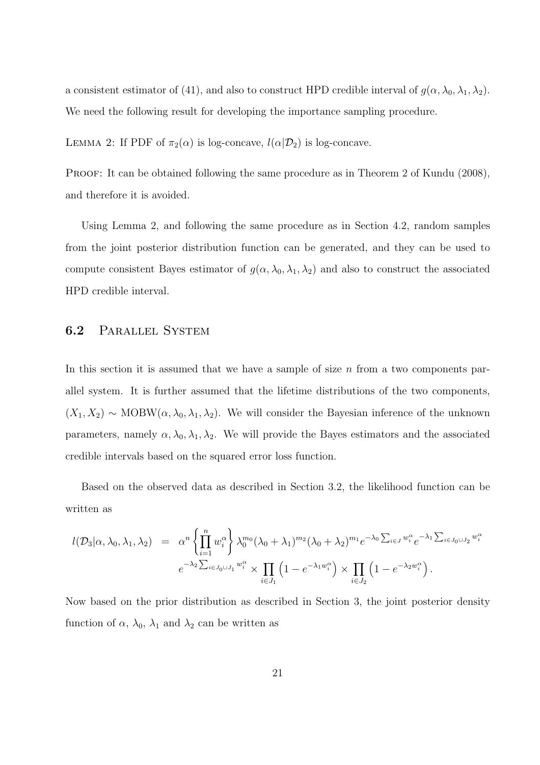a consistent estimator of (41), and also to construct HPD credible interval of $g(\alpha, \lambda_0, \lambda_1, \lambda_2)$. We need the following result for developing the importance sampling procedure.

LEMMA 2: If PDF of $\pi_2(\alpha)$ is log-concave, $l(\alpha|\mathcal{D}_2)$ is log-concave.

PROOF: It can be obtained following the same procedure as in Theorem 2 of Kundu (2008), and therefore it is avoided.

Using Lemma 2, and following the same procedure as in Section 4.2, random samples from the joint posterior distribution function can be generated, and they can be used to compute consistent Bayes estimator of $g(\alpha, \lambda_0, \lambda_1, \lambda_2)$ and also to construct the associated HPD credible interval.

## 6.2 Parallel System

In this section it is assumed that we have a sample of size $n$ from a two components parallel system. It is further assumed that the lifetime distributions of the two components, $(X_1, X_2) \sim \text{MOBW}(\alpha, \lambda_0, \lambda_1, \lambda_2)$. We will consider the Bayesian inference of the unknown parameters, namely $\alpha, \lambda_0, \lambda_1, \lambda_2$. We will provide the Bayes estimators and the associated credible intervals based on the squared error loss function.

Based on the observed data as described in Section 3.2, the likelihood function can be written as

$$
\begin{aligned}
l(\mathcal{D}_3|\alpha, \lambda_0, \lambda_1, \lambda_2) &= \alpha^n \left\{ \prod_{i=1}^{n} w_i^{\alpha} \right\} \lambda_0^{m_0} (\lambda_0 + \lambda_1)^{m_2} (\lambda_0 + \lambda_2)^{m_1} e^{-\lambda_0 \sum_{i \in J} w_i^{\alpha}} e^{-\lambda_1 \sum_{i \in J_0 \cup J_2} w_i^{\alpha}} \\
& \quad e^{-\lambda_2 \sum_{i \in J_0 \cup J_1} w_i^{\alpha}} \times \prod_{i \in J_1} \left( 1 - e^{-\lambda_1 w_i^{\alpha}} \right) \times \prod_{i \in J_2} \left( 1 - e^{-\lambda_2 w_i^{\alpha}} \right).
\end{aligned}
$$

Now based on the prior distribution as described in Section 3, the joint posterior density function of $\alpha$, $\lambda_0$, $\lambda_1$ and $\lambda_2$ can be written as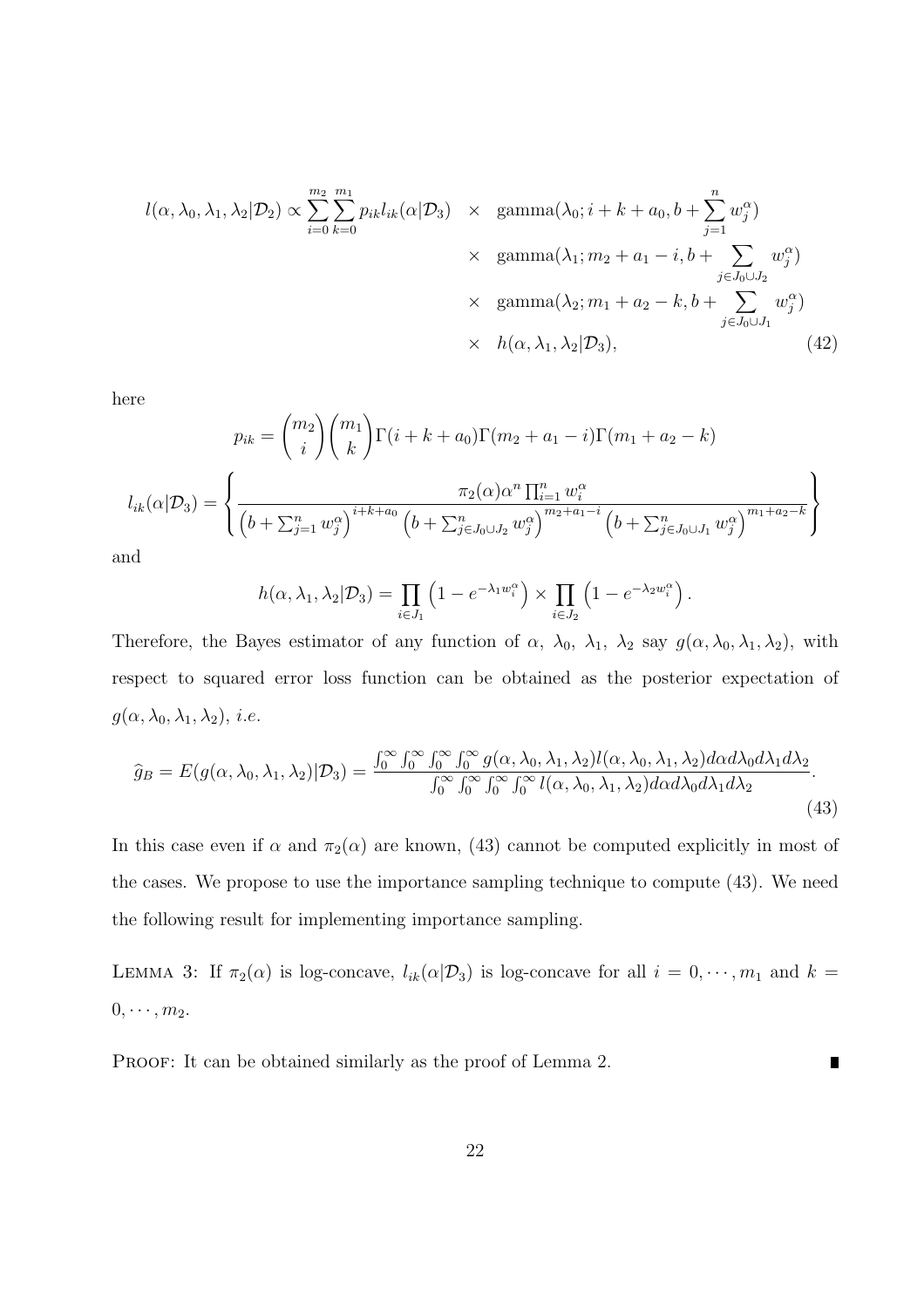$$
\begin{aligned}
l(\alpha, \lambda_0, \lambda_1, \lambda_2 | \mathcal{D}_2) \propto \sum_{i=0}^{m_2} \sum_{k=0}^{m_1} p_{ik} l_{ik}(\alpha|\mathcal{D}_3) \quad & \times \quad \text{gamma}(\lambda_0; i+k+a_0, b + \sum_{j=1}^{n} w_j^{\alpha}) \\
& \times \quad \text{gamma}(\lambda_1; m_2 + a_1 - i, b + \sum_{j \in J_0 \cup J_2} w_j^{\alpha}) \\
& \times \quad \text{gamma}(\lambda_2; m_1 + a_2 - k, b + \sum_{j \in J_0 \cup J_1} w_j^{\alpha}) \\
& \times \quad h(\alpha, \lambda_1, \lambda_2 | \mathcal{D}_3), \qquad (42)
\end{aligned}
$$

here

$$
p_{ik} = \binom{m_2}{i}\binom{m_1}{k}\Gamma(i+k+a_0)\Gamma(m_2+a_1-i)\Gamma(m_1+a_2-k)
$$

$$
l_{ik}(\alpha|\mathcal{D}_3) = \left\{ \frac{\pi_2(\alpha)\alpha^n \prod_{i=1}^{n} w_i^{\alpha}}{\left(b + \sum_{j=1}^{n} w_j^{\alpha}\right)^{i+k+a_0} \left(b + \sum_{j \in J_0 \cup J_2} w_j^{\alpha}\right)^{m_2+a_1-i} \left(b + \sum_{j \in J_0 \cup J_1} w_j^{\alpha}\right)^{m_1+a_2-k}} \right\}
$$

and

$$
h(\alpha, \lambda_1, \lambda_2 | \mathcal{D}_3) = \prod_{i \in J_1} \left(1 - e^{-\lambda_1 w_i^{\alpha}}\right) \times \prod_{i \in J_2} \left(1 - e^{-\lambda_2 w_i^{\alpha}}\right).
$$

Therefore, the Bayes estimator of any function of $\alpha$, $\lambda_0$, $\lambda_1$, $\lambda_2$ say $g(\alpha, \lambda_0, \lambda_1, \lambda_2)$, with respect to squared error loss function can be obtained as the posterior expectation of $g(\alpha, \lambda_0, \lambda_1, \lambda_2)$, *i.e.*

$$
\widehat{g}_B = E(g(\alpha, \lambda_0, \lambda_1, \lambda_2)|\mathcal{D}_3) = \frac{\int_0^{\infty}\int_0^{\infty}\int_0^{\infty}\int_0^{\infty} g(\alpha, \lambda_0, \lambda_1, \lambda_2) l(\alpha, \lambda_0, \lambda_1, \lambda_2) d\alpha d\lambda_0 d\lambda_1 d\lambda_2}{\int_0^{\infty}\int_0^{\infty}\int_0^{\infty}\int_0^{\infty} l(\alpha, \lambda_0, \lambda_1, \lambda_2) d\alpha d\lambda_0 d\lambda_1 d\lambda_2}. \qquad (43)
$$

In this case even if $\alpha$ and $\pi_2(\alpha)$ are known, (43) cannot be computed explicitly in most of the cases. We propose to use the importance sampling technique to compute (43). We need the following result for implementing importance sampling.

LEMMA 3: If $\pi_2(\alpha)$ is log-concave, $l_{ik}(\alpha|\mathcal{D}_3)$ is log-concave for all $i = 0, \cdots, m_1$ and $k = 0, \cdots, m_2$.

PROOF: It can be obtained similarly as the proof of Lemma 2. ∎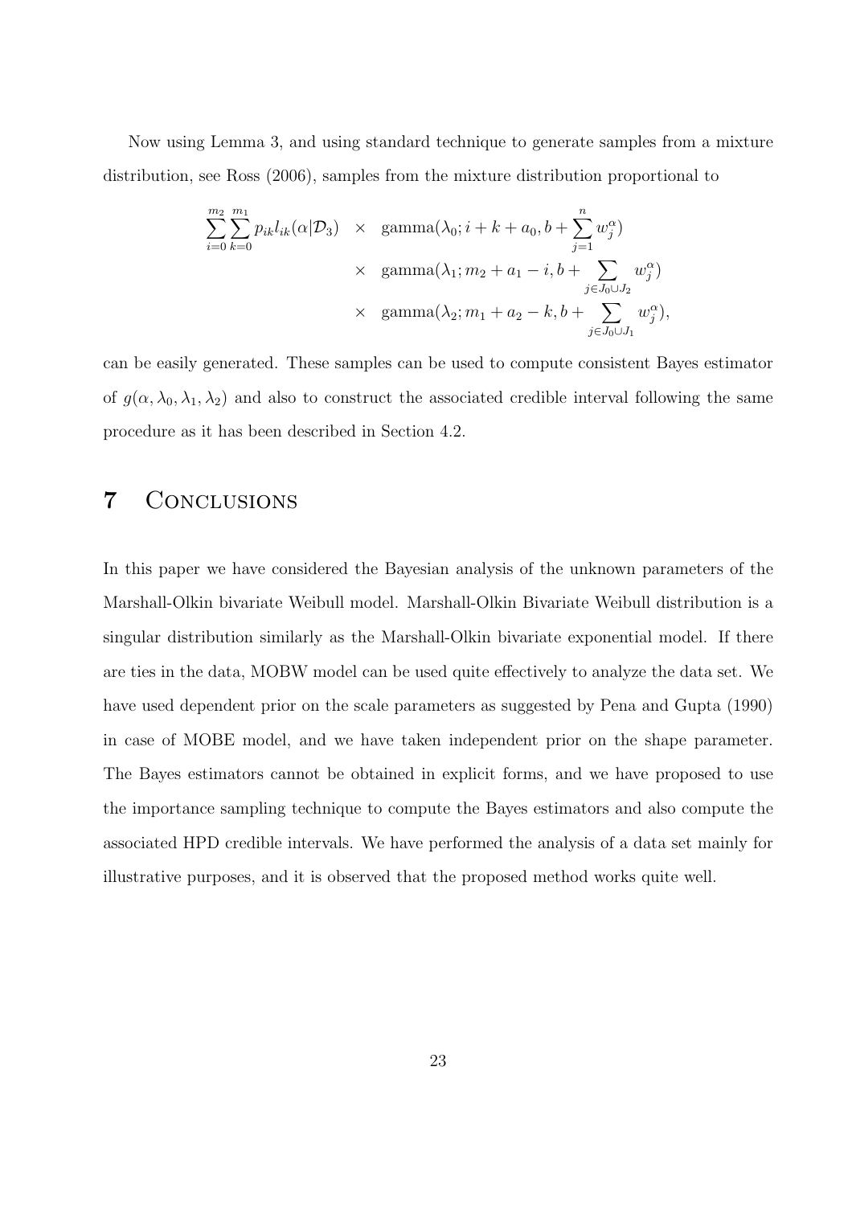Now using Lemma 3, and using standard technique to generate samples from a mixture distribution, see Ross (2006), samples from the mixture distribution proportional to

$$
\begin{aligned}
\sum_{i=0}^{m_2} \sum_{k=0}^{m_1} p_{ik} l_{ik}(\alpha|\mathcal{D}_3) \quad &\times \quad \text{gamma}(\lambda_0; i+k+a_0, b+\sum_{j=1}^{n} w_j^{\alpha}) \\
&\times \quad \text{gamma}(\lambda_1; m_2+a_1-i, b+\sum_{j \in J_0 \cup J_2} w_j^{\alpha}) \\
&\times \quad \text{gamma}(\lambda_2; m_1+a_2-k, b+\sum_{j \in J_0 \cup J_1} w_j^{\alpha}),
\end{aligned}
$$

can be easily generated. These samples can be used to compute consistent Bayes estimator of $g(\alpha, \lambda_0, \lambda_1, \lambda_2)$ and also to construct the associated credible interval following the same procedure as it has been described in Section 4.2.

# 7 Conclusions

In this paper we have considered the Bayesian analysis of the unknown parameters of the Marshall-Olkin bivariate Weibull model. Marshall-Olkin Bivariate Weibull distribution is a singular distribution similarly as the Marshall-Olkin bivariate exponential model. If there are ties in the data, MOBW model can be used quite effectively to analyze the data set. We have used dependent prior on the scale parameters as suggested by Pena and Gupta (1990) in case of MOBE model, and we have taken independent prior on the shape parameter. The Bayes estimators cannot be obtained in explicit forms, and we have proposed to use the importance sampling technique to compute the Bayes estimators and also compute the associated HPD credible intervals. We have performed the analysis of a data set mainly for illustrative purposes, and it is observed that the proposed method works quite well.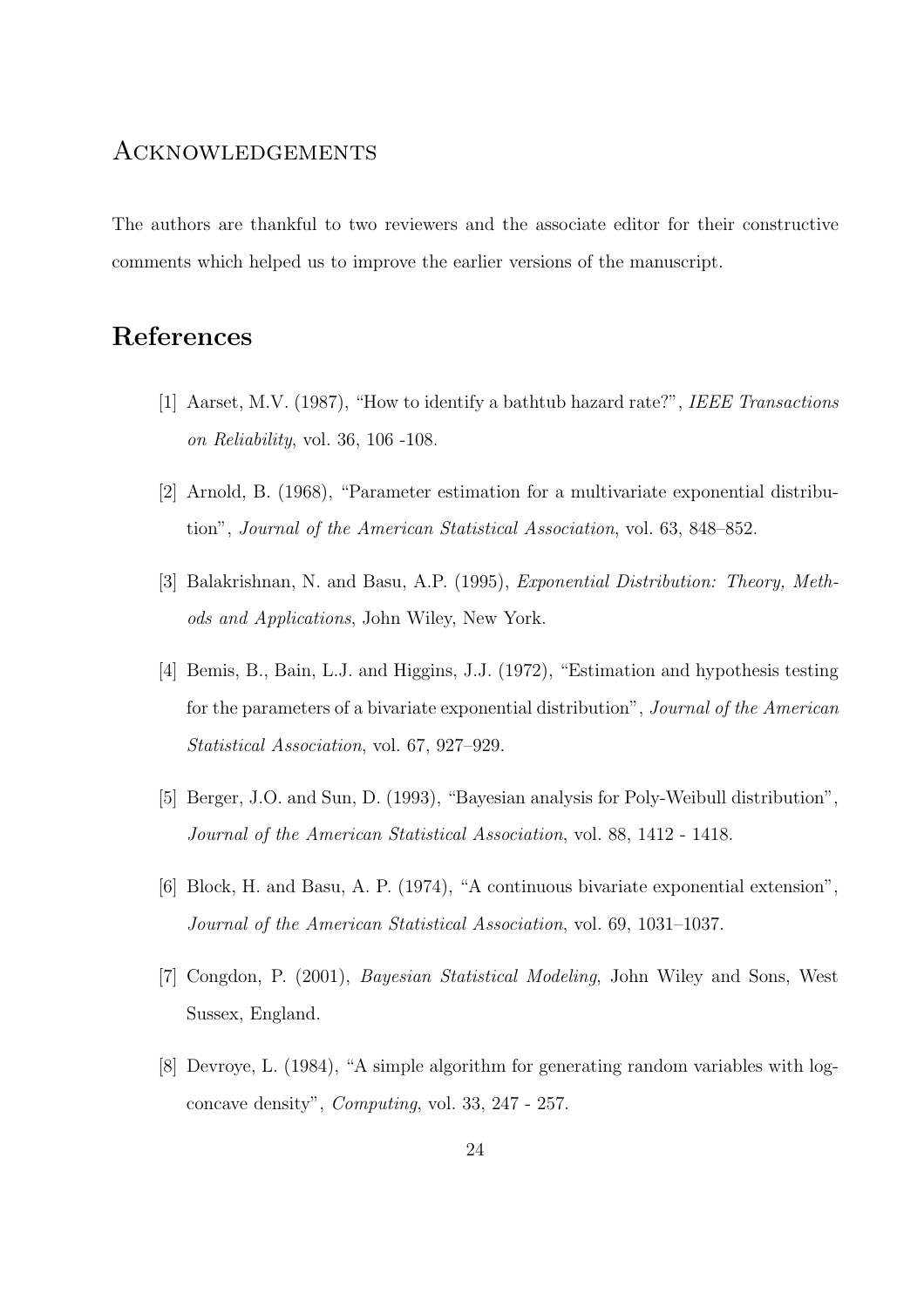## Acknowledgements

The authors are thankful to two reviewers and the associate editor for their constructive comments which helped us to improve the earlier versions of the manuscript.

# References

[1] Aarset, M.V. (1987), "How to identify a bathtub hazard rate?", *IEEE Transactions on Reliability*, vol. 36, 106 -108.

[2] Arnold, B. (1968), "Parameter estimation for a multivariate exponential distribution", *Journal of the American Statistical Association*, vol. 63, 848–852.

[3] Balakrishnan, N. and Basu, A.P. (1995), *Exponential Distribution: Theory, Methods and Applications*, John Wiley, New York.

[4] Bemis, B., Bain, L.J. and Higgins, J.J. (1972), "Estimation and hypothesis testing for the parameters of a bivariate exponential distribution", *Journal of the American Statistical Association*, vol. 67, 927–929.

[5] Berger, J.O. and Sun, D. (1993), "Bayesian analysis for Poly-Weibull distribution", *Journal of the American Statistical Association*, vol. 88, 1412 - 1418.

[6] Block, H. and Basu, A. P. (1974), "A continuous bivariate exponential extension", *Journal of the American Statistical Association*, vol. 69, 1031–1037.

[7] Congdon, P. (2001), *Bayesian Statistical Modeling*, John Wiley and Sons, West Sussex, England.

[8] Devroye, L. (1984), "A simple algorithm for generating random variables with log-concave density", *Computing*, vol. 33, 247 - 257.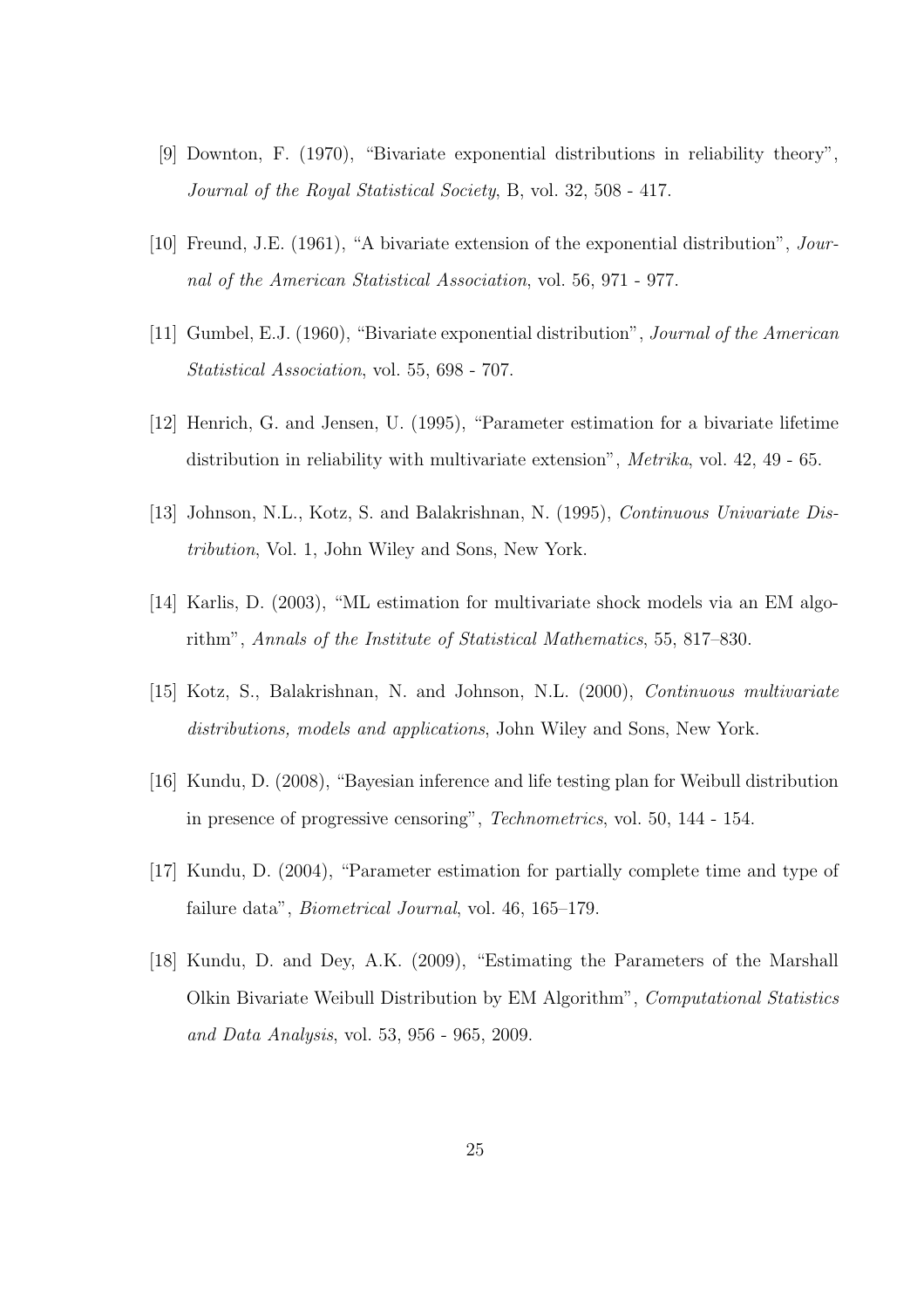[9] Downton, F. (1970), "Bivariate exponential distributions in reliability theory", *Journal of the Royal Statistical Society*, B, vol. 32, 508 - 417.

[10] Freund, J.E. (1961), "A bivariate extension of the exponential distribution", *Journal of the American Statistical Association*, vol. 56, 971 - 977.

[11] Gumbel, E.J. (1960), "Bivariate exponential distribution", *Journal of the American Statistical Association*, vol. 55, 698 - 707.

[12] Henrich, G. and Jensen, U. (1995), "Parameter estimation for a bivariate lifetime distribution in reliability with multivariate extension", *Metrika*, vol. 42, 49 - 65.

[13] Johnson, N.L., Kotz, S. and Balakrishnan, N. (1995), *Continuous Univariate Distribution*, Vol. 1, John Wiley and Sons, New York.

[14] Karlis, D. (2003), "ML estimation for multivariate shock models via an EM algorithm", *Annals of the Institute of Statistical Mathematics*, 55, 817–830.

[15] Kotz, S., Balakrishnan, N. and Johnson, N.L. (2000), *Continuous multivariate distributions, models and applications*, John Wiley and Sons, New York.

[16] Kundu, D. (2008), "Bayesian inference and life testing plan for Weibull distribution in presence of progressive censoring", *Technometrics*, vol. 50, 144 - 154.

[17] Kundu, D. (2004), "Parameter estimation for partially complete time and type of failure data", *Biometrical Journal*, vol. 46, 165–179.

[18] Kundu, D. and Dey, A.K. (2009), "Estimating the Parameters of the Marshall Olkin Bivariate Weibull Distribution by EM Algorithm", *Computational Statistics and Data Analysis*, vol. 53, 956 - 965, 2009.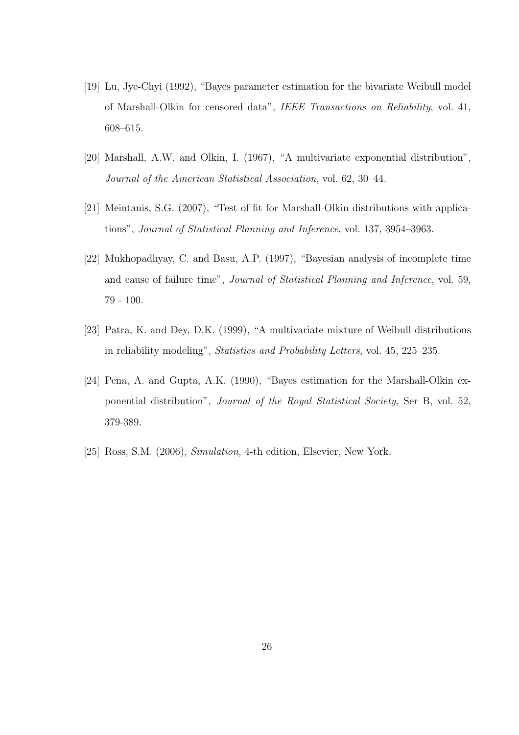[19] Lu, Jye-Chyi (1992), "Bayes parameter estimation for the bivariate Weibull model of Marshall-Olkin for censored data", *IEEE Transactions on Reliability*, vol. 41, 608–615.

[20] Marshall, A.W. and Olkin, I. (1967), "A multivariate exponential distribution", *Journal of the American Statistical Association*, vol. 62, 30–44.

[21] Meintanis, S.G. (2007), "Test of fit for Marshall-Olkin distributions with applications", *Journal of Statistical Planning and Inference*, vol. 137, 3954–3963.

[22] Mukhopadhyay, C. and Basu, A.P. (1997), "Bayesian analysis of incomplete time and cause of failure time", *Journal of Statistical Planning and Inference*, vol. 59, 79 - 100.

[23] Patra, K. and Dey, D.K. (1999), "A multivariate mixture of Weibull distributions in reliability modeling", *Statistics and Probability Letters*, vol. 45, 225–235.

[24] Pena, A. and Gupta, A.K. (1990), "Bayes estimation for the Marshall-Olkin exponential distribution", *Journal of the Royal Statistical Society*, Ser B, vol. 52, 379-389.

[25] Ross, S.M. (2006), *Simulation*, 4-th edition, Elsevier, New York.